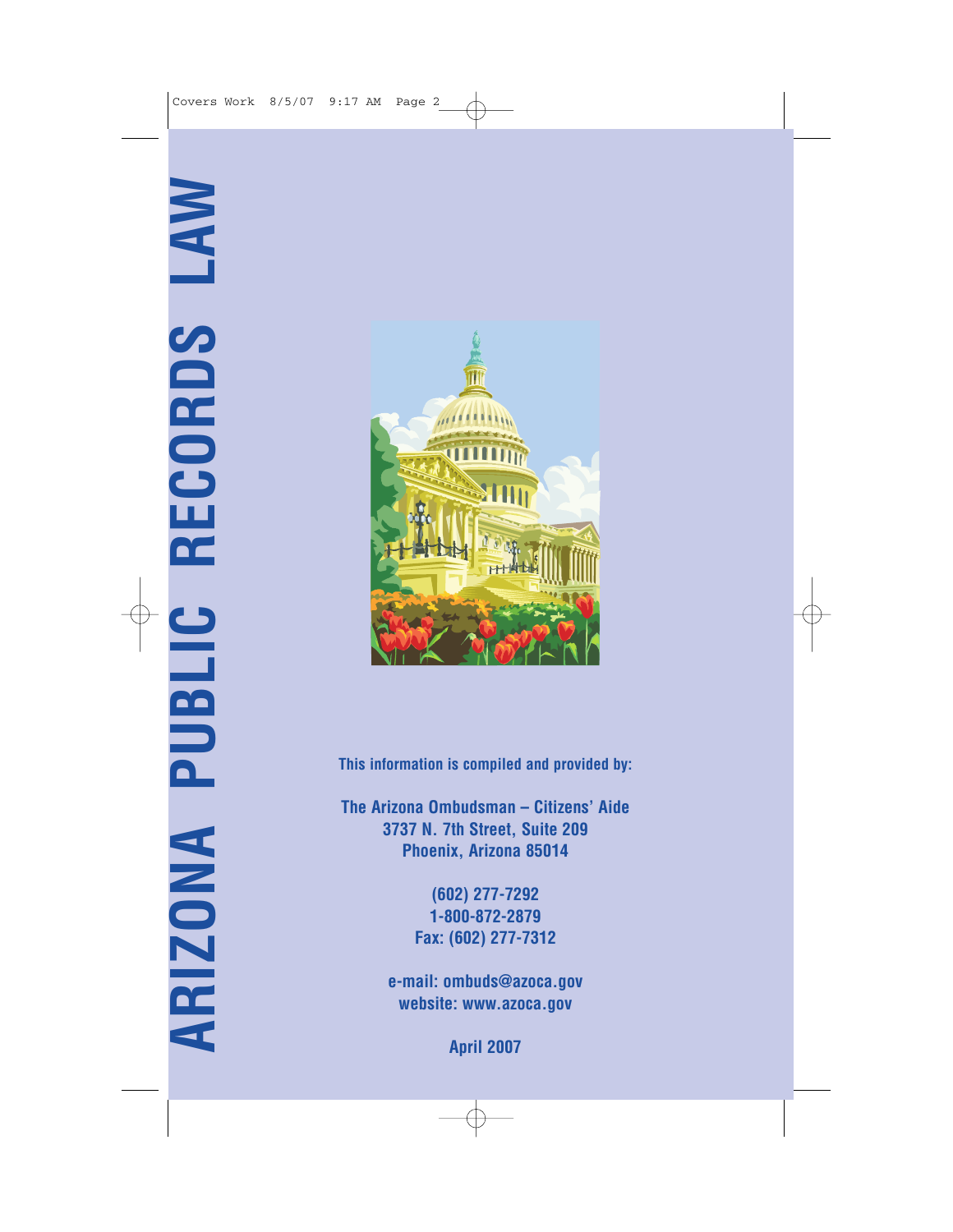# ARIZONA PUBLIC RECORDS LAW

**This information is compiled and provided by:**

**The Arizona Ombudsman – Citizens' Aide**
**3737 N. 7th Street, Suite 209**
**Phoenix, Arizona 85014**

**(602) 277-7292**
**1-800-872-2879**
**Fax: (602) 277-7312**

**e-mail: ombuds@azoca.gov**
**website: www.azoca.gov**

**April 2007**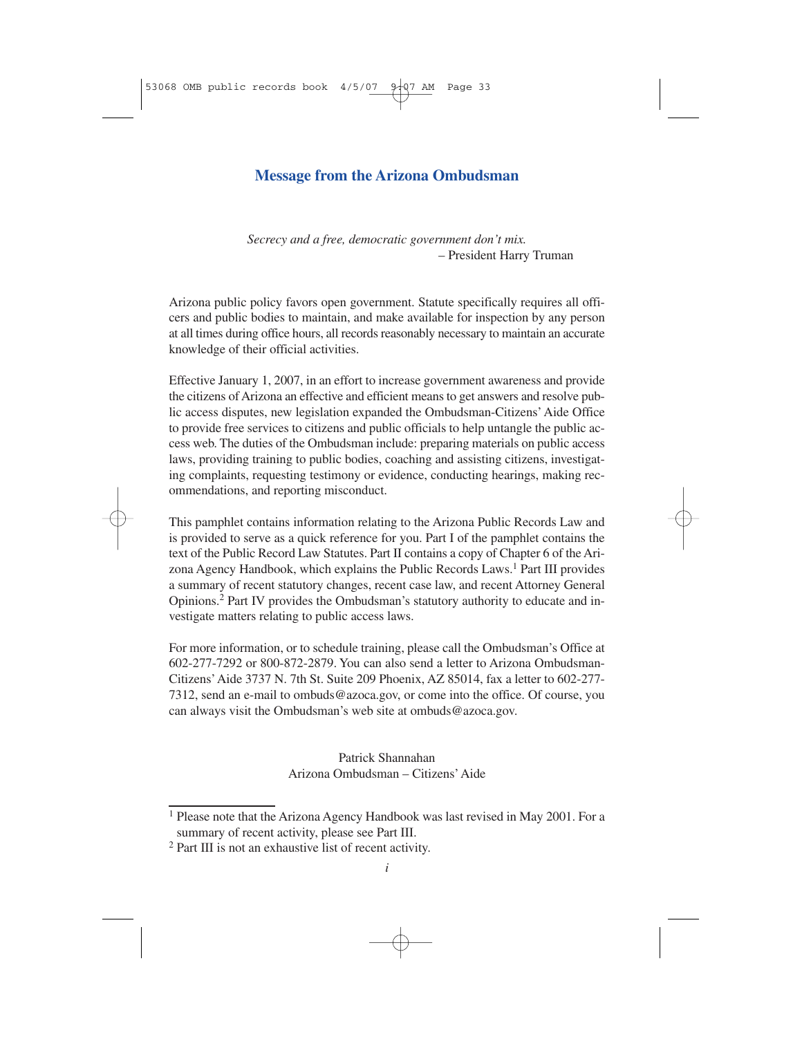# Message from the Arizona Ombudsman

*Secrecy and a free, democratic government don't mix.*
– President Harry Truman

Arizona public policy favors open government. Statute specifically requires all officers and public bodies to maintain, and make available for inspection by any person at all times during office hours, all records reasonably necessary to maintain an accurate knowledge of their official activities.

Effective January 1, 2007, in an effort to increase government awareness and provide the citizens of Arizona an effective and efficient means to get answers and resolve public access disputes, new legislation expanded the Ombudsman-Citizens' Aide Office to provide free services to citizens and public officials to help untangle the public access web. The duties of the Ombudsman include: preparing materials on public access laws, providing training to public bodies, coaching and assisting citizens, investigating complaints, requesting testimony or evidence, conducting hearings, making recommendations, and reporting misconduct.

This pamphlet contains information relating to the Arizona Public Records Law and is provided to serve as a quick reference for you. Part I of the pamphlet contains the text of the Public Record Law Statutes. Part II contains a copy of Chapter 6 of the Arizona Agency Handbook, which explains the Public Records Laws.[1] Part III provides a summary of recent statutory changes, recent case law, and recent Attorney General Opinions.[2] Part IV provides the Ombudsman's statutory authority to educate and investigate matters relating to public access laws.

For more information, or to schedule training, please call the Ombudsman's Office at 602-277-7292 or 800-872-2879. You can also send a letter to Arizona Ombudsman-Citizens' Aide 3737 N. 7th St. Suite 209 Phoenix, AZ 85014, fax a letter to 602-277-7312, send an e-mail to ombuds@azoca.gov, or come into the office. Of course, you can always visit the Ombudsman's web site at ombuds@azoca.gov.

Patrick Shannahan
Arizona Ombudsman – Citizens' Aide

---

[1] Please note that the Arizona Agency Handbook was last revised in May 2001. For a summary of recent activity, please see Part III.

[2] Part III is not an exhaustive list of recent activity.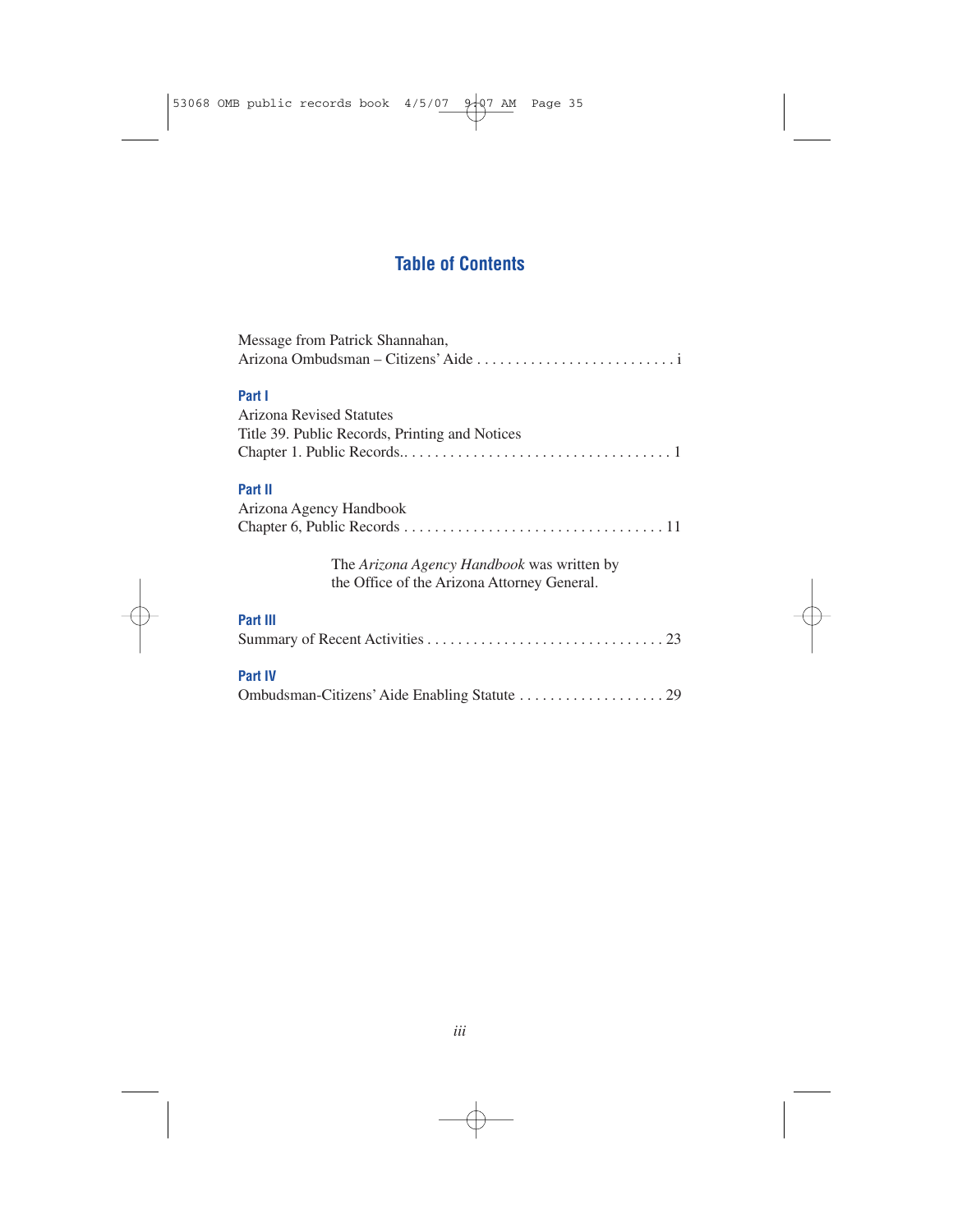# Table of Contents

Message from Patrick Shannahan,
Arizona Ombudsman – Citizens' Aide . . . . . . . . . . . . . . . . . . . . . . . . . . i

**Part I**

Arizona Revised Statutes
Title 39. Public Records, Printing and Notices
Chapter 1. Public Records.. . . . . . . . . . . . . . . . . . . . . . . . . . . . . . . . . . . 1

**Part II**

Arizona Agency Handbook
Chapter 6, Public Records . . . . . . . . . . . . . . . . . . . . . . . . . . . . . . . . . . 11

The *Arizona Agency Handbook* was written by the Office of the Arizona Attorney General.

**Part III**

Summary of Recent Activities . . . . . . . . . . . . . . . . . . . . . . . . . . . . . . . 23

**Part IV**

Ombudsman-Citizens' Aide Enabling Statute . . . . . . . . . . . . . . . . . . . 29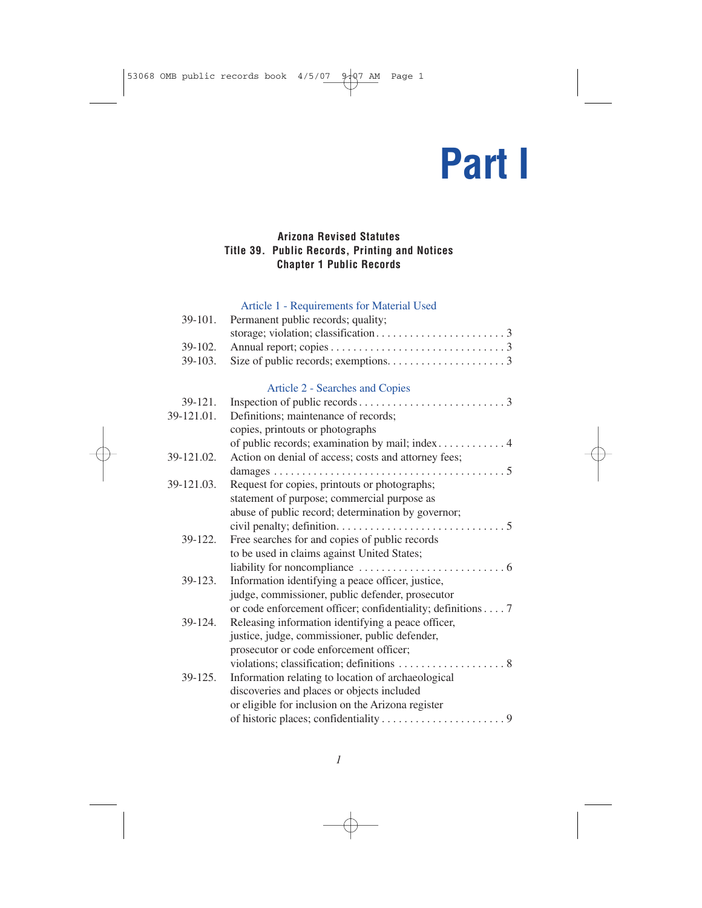# Part I

**Arizona Revised Statutes**
**Title 39. Public Records, Printing and Notices**
**Chapter 1 Public Records**

## Article 1 - Requirements for Material Used

| | | |
|---|---|---|
| 39-101. | Permanent public records; quality; storage; violation; classification | 3 |
| 39-102. | Annual report; copies | 3 |
| 39-103. | Size of public records; exemptions. | 3 |

## Article 2 - Searches and Copies

| | | |
|---|---|---|
| 39-121. | Inspection of public records | 3 |
| 39-121.01. | Definitions; maintenance of records; copies, printouts or photographs of public records; examination by mail; index | 4 |
| 39-121.02. | Action on denial of access; costs and attorney fees; damages | 5 |
| 39-121.03. | Request for copies, printouts or photographs; statement of purpose; commercial purpose as abuse of public record; determination by governor; civil penalty; definition. | 5 |
| 39-122. | Free searches for and copies of public records to be used in claims against United States; liability for noncompliance | 6 |
| 39-123. | Information identifying a peace officer, justice, judge, commissioner, public defender, prosecutor or code enforcement officer; confidentiality; definitions | 7 |
| 39-124. | Releasing information identifying a peace officer, justice, judge, commissioner, public defender, prosecutor or code enforcement officer; violations; classification; definitions | 8 |
| 39-125. | Information relating to location of archaeological discoveries and places or objects included or eligible for inclusion on the Arizona register of historic places; confidentiality | 9 |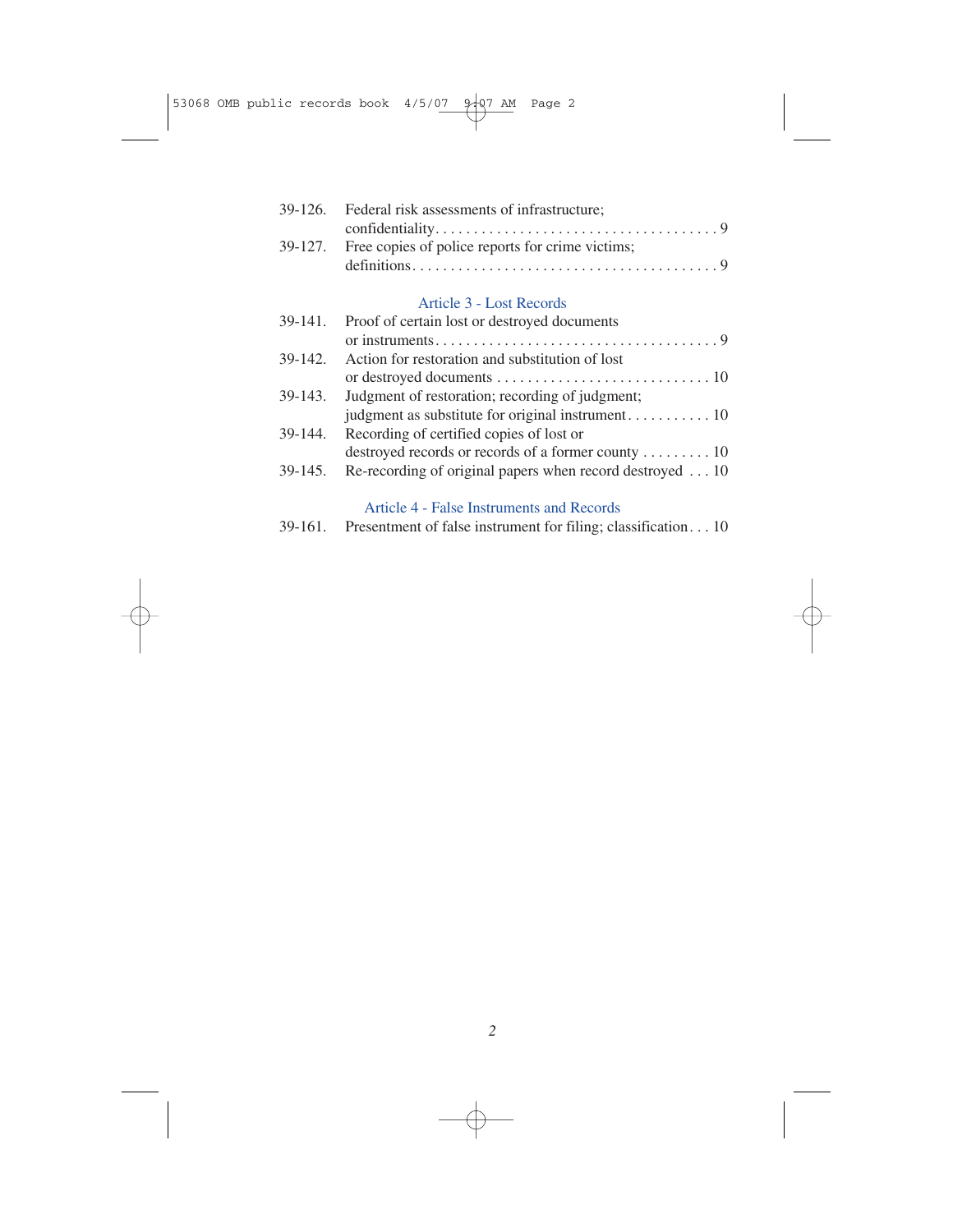| | | |
|---|---|---|
| 39-126. | Federal risk assessments of infrastructure; confidentiality | 9 |
| 39-127. | Free copies of police reports for crime victims; definitions | 9 |

### Article 3 - Lost Records

| | | |
|---|---|---|
| 39-141. | Proof of certain lost or destroyed documents or instruments | 9 |
| 39-142. | Action for restoration and substitution of lost or destroyed documents | 10 |
| 39-143. | Judgment of restoration; recording of judgment; judgment as substitute for original instrument | 10 |
| 39-144. | Recording of certified copies of lost or destroyed records or records of a former county | 10 |
| 39-145. | Re-recording of original papers when record destroyed | 10 |

### Article 4 - False Instruments and Records

| | | |
|---|---|---|
| 39-161. | Presentment of false instrument for filing; classification | 10 |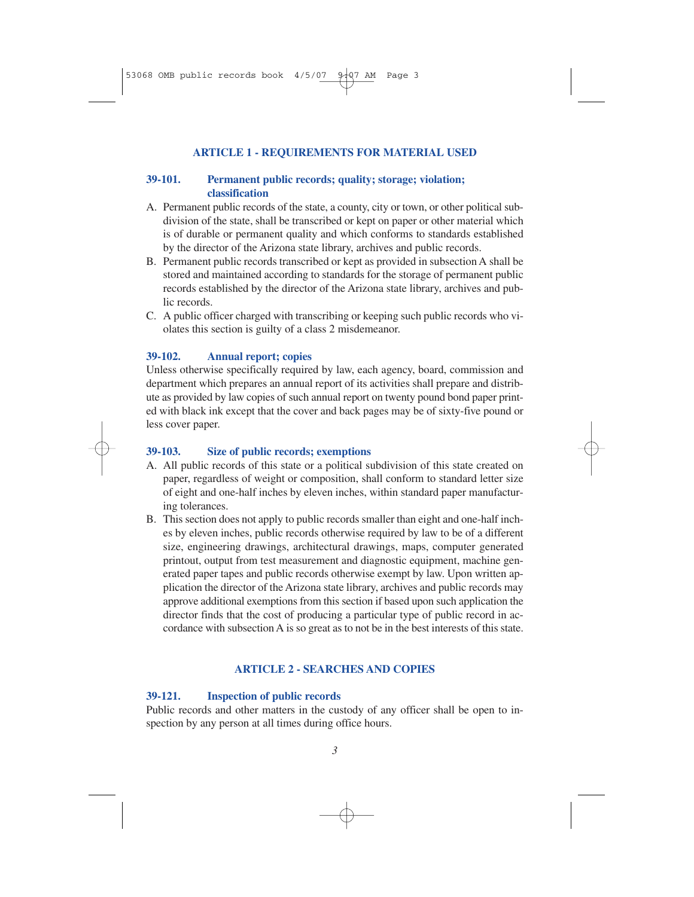## ARTICLE 1 - REQUIREMENTS FOR MATERIAL USED

### 39-101. Permanent public records; quality; storage; violation; classification

A. Permanent public records of the state, a county, city or town, or other political subdivision of the state, shall be transcribed or kept on paper or other material which is of durable or permanent quality and which conforms to standards established by the director of the Arizona state library, archives and public records.

B. Permanent public records transcribed or kept as provided in subsection A shall be stored and maintained according to standards for the storage of permanent public records established by the director of the Arizona state library, archives and public records.

C. A public officer charged with transcribing or keeping such public records who violates this section is guilty of a class 2 misdemeanor.

### 39-102. Annual report; copies

Unless otherwise specifically required by law, each agency, board, commission and department which prepares an annual report of its activities shall prepare and distribute as provided by law copies of such annual report on twenty pound bond paper printed with black ink except that the cover and back pages may be of sixty-five pound or less cover paper.

### 39-103. Size of public records; exemptions

A. All public records of this state or a political subdivision of this state created on paper, regardless of weight or composition, shall conform to standard letter size of eight and one-half inches by eleven inches, within standard paper manufacturing tolerances.

B. This section does not apply to public records smaller than eight and one-half inches by eleven inches, public records otherwise required by law to be of a different size, engineering drawings, architectural drawings, maps, computer generated printout, output from test measurement and diagnostic equipment, machine generated paper tapes and public records otherwise exempt by law. Upon written application the director of the Arizona state library, archives and public records may approve additional exemptions from this section if based upon such application the director finds that the cost of producing a particular type of public record in accordance with subsection A is so great as to not be in the best interests of this state.

## ARTICLE 2 - SEARCHES AND COPIES

### 39-121. Inspection of public records

Public records and other matters in the custody of any officer shall be open to inspection by any person at all times during office hours.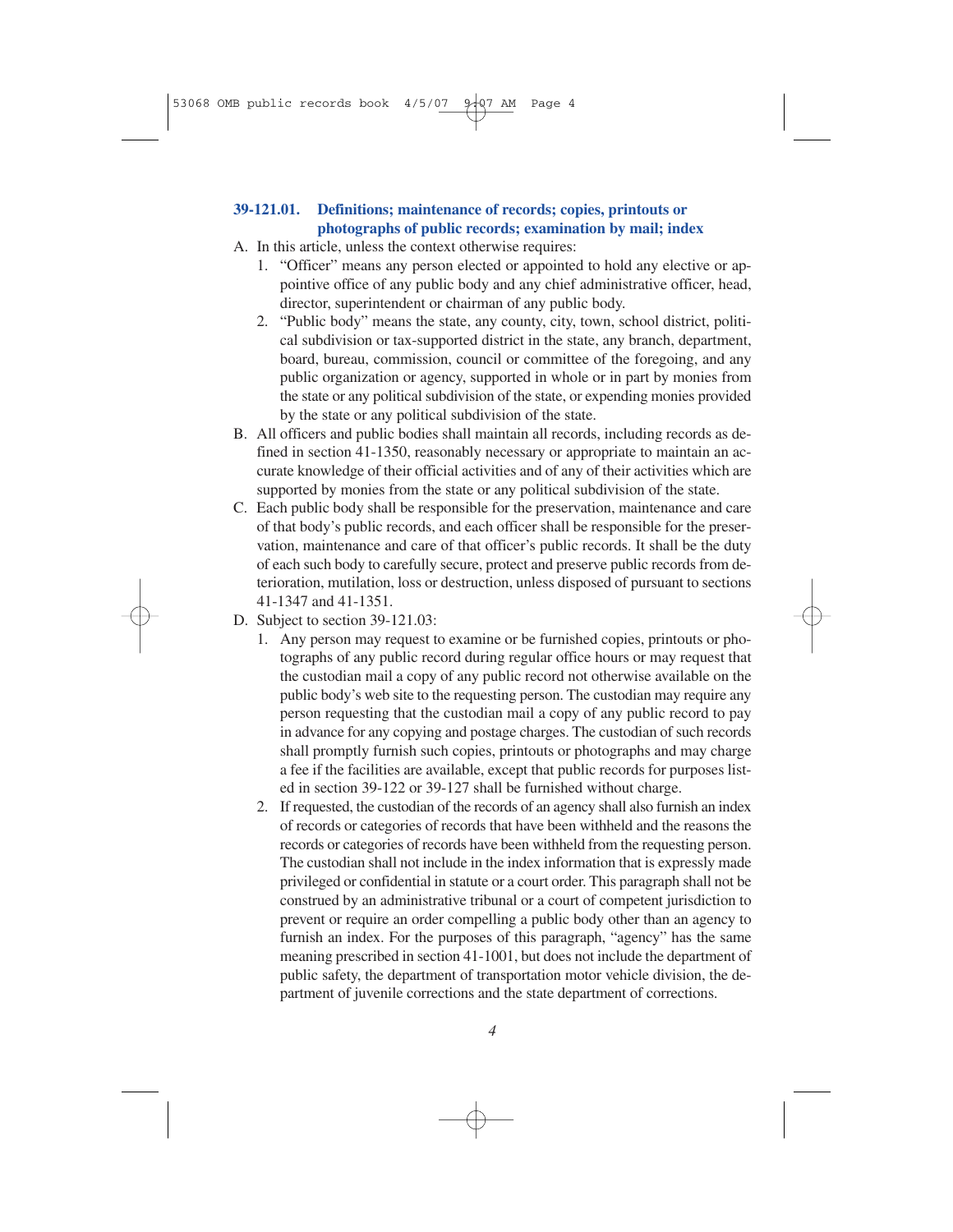### 39-121.01. Definitions; maintenance of records; copies, printouts or photographs of public records; examination by mail; index

A. In this article, unless the context otherwise requires:

1. "Officer" means any person elected or appointed to hold any elective or appointive office of any public body and any chief administrative officer, head, director, superintendent or chairman of any public body.
2. "Public body" means the state, any county, city, town, school district, political subdivision or tax-supported district in the state, any branch, department, board, bureau, commission, council or committee of the foregoing, and any public organization or agency, supported in whole or in part by monies from the state or any political subdivision of the state, or expending monies provided by the state or any political subdivision of the state.

B. All officers and public bodies shall maintain all records, including records as defined in section 41-1350, reasonably necessary or appropriate to maintain an accurate knowledge of their official activities and of any of their activities which are supported by monies from the state or any political subdivision of the state.

C. Each public body shall be responsible for the preservation, maintenance and care of that body's public records, and each officer shall be responsible for the preservation, maintenance and care of that officer's public records. It shall be the duty of each such body to carefully secure, protect and preserve public records from deterioration, mutilation, loss or destruction, unless disposed of pursuant to sections 41-1347 and 41-1351.

D. Subject to section 39-121.03:

1. Any person may request to examine or be furnished copies, printouts or photographs of any public record during regular office hours or may request that the custodian mail a copy of any public record not otherwise available on the public body's web site to the requesting person. The custodian may require any person requesting that the custodian mail a copy of any public record to pay in advance for any copying and postage charges. The custodian of such records shall promptly furnish such copies, printouts or photographs and may charge a fee if the facilities are available, except that public records for purposes listed in section 39-122 or 39-127 shall be furnished without charge.
2. If requested, the custodian of the records of an agency shall also furnish an index of records or categories of records that have been withheld and the reasons the records or categories of records have been withheld from the requesting person. The custodian shall not include in the index information that is expressly made privileged or confidential in statute or a court order. This paragraph shall not be construed by an administrative tribunal or a court of competent jurisdiction to prevent or require an order compelling a public body other than an agency to furnish an index. For the purposes of this paragraph, "agency" has the same meaning prescribed in section 41-1001, but does not include the department of public safety, the department of transportation motor vehicle division, the department of juvenile corrections and the state department of corrections.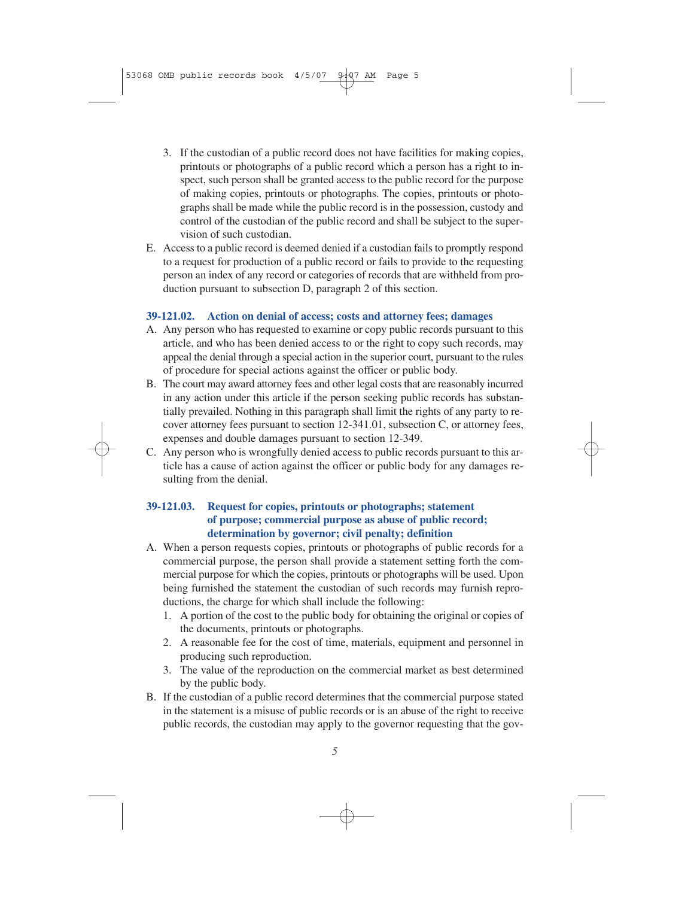3. If the custodian of a public record does not have facilities for making copies, printouts or photographs of a public record which a person has a right to inspect, such person shall be granted access to the public record for the purpose of making copies, printouts or photographs. The copies, printouts or photographs shall be made while the public record is in the possession, custody and control of the custodian of the public record and shall be subject to the supervision of such custodian.

E. Access to a public record is deemed denied if a custodian fails to promptly respond to a request for production of a public record or fails to provide to the requesting person an index of any record or categories of records that are withheld from production pursuant to subsection D, paragraph 2 of this section.

### 39-121.02. Action on denial of access; costs and attorney fees; damages

A. Any person who has requested to examine or copy public records pursuant to this article, and who has been denied access to or the right to copy such records, may appeal the denial through a special action in the superior court, pursuant to the rules of procedure for special actions against the officer or public body.

B. The court may award attorney fees and other legal costs that are reasonably incurred in any action under this article if the person seeking public records has substantially prevailed. Nothing in this paragraph shall limit the rights of any party to recover attorney fees pursuant to section 12-341.01, subsection C, or attorney fees, expenses and double damages pursuant to section 12-349.

C. Any person who is wrongfully denied access to public records pursuant to this article has a cause of action against the officer or public body for any damages resulting from the denial.

### 39-121.03. Request for copies, printouts or photographs; statement of purpose; commercial purpose as abuse of public record; determination by governor; civil penalty; definition

A. When a person requests copies, printouts or photographs of public records for a commercial purpose, the person shall provide a statement setting forth the commercial purpose for which the copies, printouts or photographs will be used. Upon being furnished the statement the custodian of such records may furnish reproductions, the charge for which shall include the following:

1. A portion of the cost to the public body for obtaining the original or copies of the documents, printouts or photographs.
2. A reasonable fee for the cost of time, materials, equipment and personnel in producing such reproduction.
3. The value of the reproduction on the commercial market as best determined by the public body.

B. If the custodian of a public record determines that the commercial purpose stated in the statement is a misuse of public records or is an abuse of the right to receive public records, the custodian may apply to the governor requesting that the gov-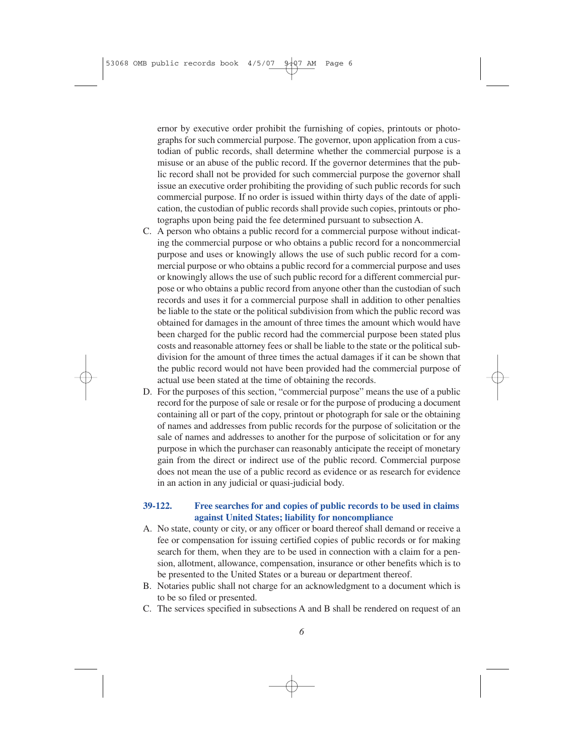ernor by executive order prohibit the furnishing of copies, printouts or photographs for such commercial purpose. The governor, upon application from a custodian of public records, shall determine whether the commercial purpose is a misuse or an abuse of the public record. If the governor determines that the public record shall not be provided for such commercial purpose the governor shall issue an executive order prohibiting the providing of such public records for such commercial purpose. If no order is issued within thirty days of the date of application, the custodian of public records shall provide such copies, printouts or photographs upon being paid the fee determined pursuant to subsection A.

C. A person who obtains a public record for a commercial purpose without indicating the commercial purpose or who obtains a public record for a noncommercial purpose and uses or knowingly allows the use of such public record for a commercial purpose or who obtains a public record for a commercial purpose and uses or knowingly allows the use of such public record for a different commercial purpose or who obtains a public record from anyone other than the custodian of such records and uses it for a commercial purpose shall in addition to other penalties be liable to the state or the political subdivision from which the public record was obtained for damages in the amount of three times the amount which would have been charged for the public record had the commercial purpose been stated plus costs and reasonable attorney fees or shall be liable to the state or the political subdivision for the amount of three times the actual damages if it can be shown that the public record would not have been provided had the commercial purpose of actual use been stated at the time of obtaining the records.

D. For the purposes of this section, "commercial purpose" means the use of a public record for the purpose of sale or resale or for the purpose of producing a document containing all or part of the copy, printout or photograph for sale or the obtaining of names and addresses from public records for the purpose of solicitation or the sale of names and addresses to another for the purpose of solicitation or for any purpose in which the purchaser can reasonably anticipate the receipt of monetary gain from the direct or indirect use of the public record. Commercial purpose does not mean the use of a public record as evidence or as research for evidence in an action in any judicial or quasi-judicial body.

### 39-122. Free searches for and copies of public records to be used in claims against United States; liability for noncompliance

A. No state, county or city, or any officer or board thereof shall demand or receive a fee or compensation for issuing certified copies of public records or for making search for them, when they are to be used in connection with a claim for a pension, allotment, allowance, compensation, insurance or other benefits which is to be presented to the United States or a bureau or department thereof.

B. Notaries public shall not charge for an acknowledgment to a document which is to be so filed or presented.

C. The services specified in subsections A and B shall be rendered on request of an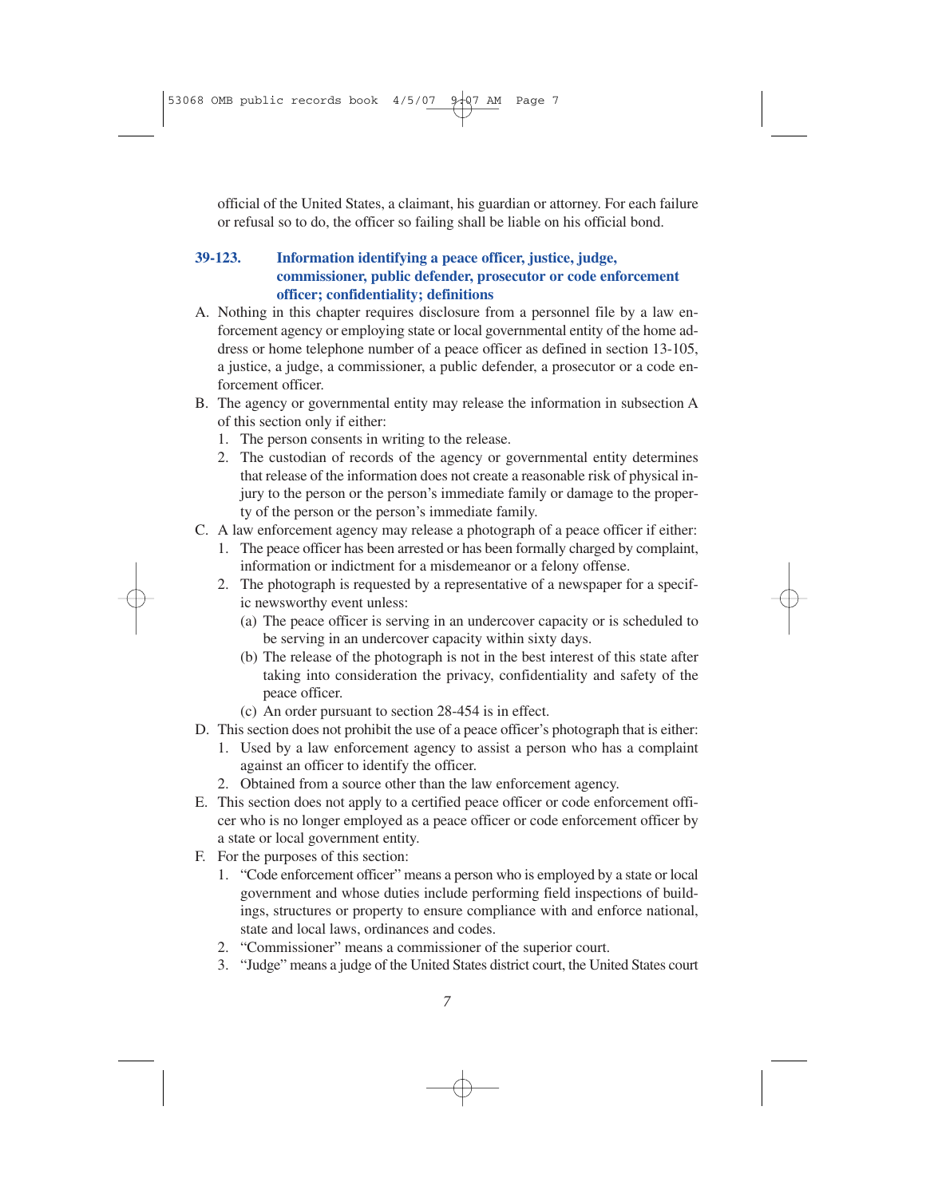official of the United States, a claimant, his guardian or attorney. For each failure or refusal so to do, the officer so failing shall be liable on his official bond.

### 39-123. Information identifying a peace officer, justice, judge, commissioner, public defender, prosecutor or code enforcement officer; confidentiality; definitions

A. Nothing in this chapter requires disclosure from a personnel file by a law enforcement agency or employing state or local governmental entity of the home address or home telephone number of a peace officer as defined in section 13-105, a justice, a judge, a commissioner, a public defender, a prosecutor or a code enforcement officer.

B. The agency or governmental entity may release the information in subsection A of this section only if either:
   1. The person consents in writing to the release.
   2. The custodian of records of the agency or governmental entity determines that release of the information does not create a reasonable risk of physical injury to the person or the person's immediate family or damage to the property of the person or the person's immediate family.

C. A law enforcement agency may release a photograph of a peace officer if either:
   1. The peace officer has been arrested or has been formally charged by complaint, information or indictment for a misdemeanor or a felony offense.
   2. The photograph is requested by a representative of a newspaper for a specific newsworthy event unless:
      (a) The peace officer is serving in an undercover capacity or is scheduled to be serving in an undercover capacity within sixty days.
      (b) The release of the photograph is not in the best interest of this state after taking into consideration the privacy, confidentiality and safety of the peace officer.
      (c) An order pursuant to section 28-454 is in effect.

D. This section does not prohibit the use of a peace officer's photograph that is either:
   1. Used by a law enforcement agency to assist a person who has a complaint against an officer to identify the officer.
   2. Obtained from a source other than the law enforcement agency.

E. This section does not apply to a certified peace officer or code enforcement officer who is no longer employed as a peace officer or code enforcement officer by a state or local government entity.

F. For the purposes of this section:
   1. "Code enforcement officer" means a person who is employed by a state or local government and whose duties include performing field inspections of buildings, structures or property to ensure compliance with and enforce national, state and local laws, ordinances and codes.
   2. "Commissioner" means a commissioner of the superior court.
   3. "Judge" means a judge of the United States district court, the United States court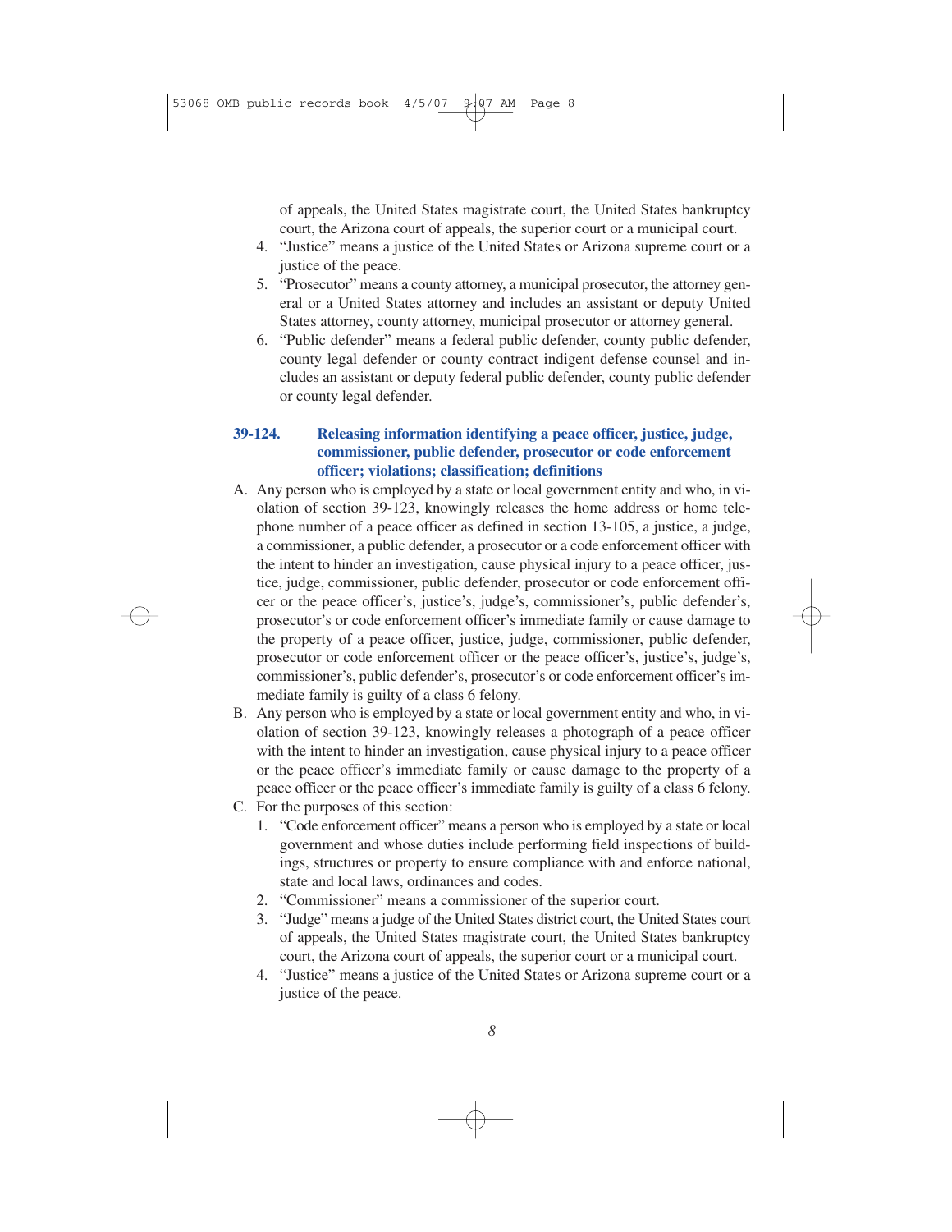of appeals, the United States magistrate court, the United States bankruptcy court, the Arizona court of appeals, the superior court or a municipal court.

4. "Justice" means a justice of the United States or Arizona supreme court or a justice of the peace.
5. "Prosecutor" means a county attorney, a municipal prosecutor, the attorney general or a United States attorney and includes an assistant or deputy United States attorney, county attorney, municipal prosecutor or attorney general.
6. "Public defender" means a federal public defender, county public defender, county legal defender or county contract indigent defense counsel and includes an assistant or deputy federal public defender, county public defender or county legal defender.

### 39-124. Releasing information identifying a peace officer, justice, judge, commissioner, public defender, prosecutor or code enforcement officer; violations; classification; definitions

A. Any person who is employed by a state or local government entity and who, in violation of section 39-123, knowingly releases the home address or home telephone number of a peace officer as defined in section 13-105, a justice, a judge, a commissioner, a public defender, a prosecutor or a code enforcement officer with the intent to hinder an investigation, cause physical injury to a peace officer, justice, judge, commissioner, public defender, prosecutor or code enforcement officer or the peace officer's, justice's, judge's, commissioner's, public defender's, prosecutor's or code enforcement officer's immediate family or cause damage to the property of a peace officer, justice, judge, commissioner, public defender, prosecutor or code enforcement officer or the peace officer's, justice's, judge's, commissioner's, public defender's, prosecutor's or code enforcement officer's immediate family is guilty of a class 6 felony.

B. Any person who is employed by a state or local government entity and who, in violation of section 39-123, knowingly releases a photograph of a peace officer with the intent to hinder an investigation, cause physical injury to a peace officer or the peace officer's immediate family or cause damage to the property of a peace officer or the peace officer's immediate family is guilty of a class 6 felony.

C. For the purposes of this section:

1. "Code enforcement officer" means a person who is employed by a state or local government and whose duties include performing field inspections of buildings, structures or property to ensure compliance with and enforce national, state and local laws, ordinances and codes.
2. "Commissioner" means a commissioner of the superior court.
3. "Judge" means a judge of the United States district court, the United States court of appeals, the United States magistrate court, the United States bankruptcy court, the Arizona court of appeals, the superior court or a municipal court.
4. "Justice" means a justice of the United States or Arizona supreme court or a justice of the peace.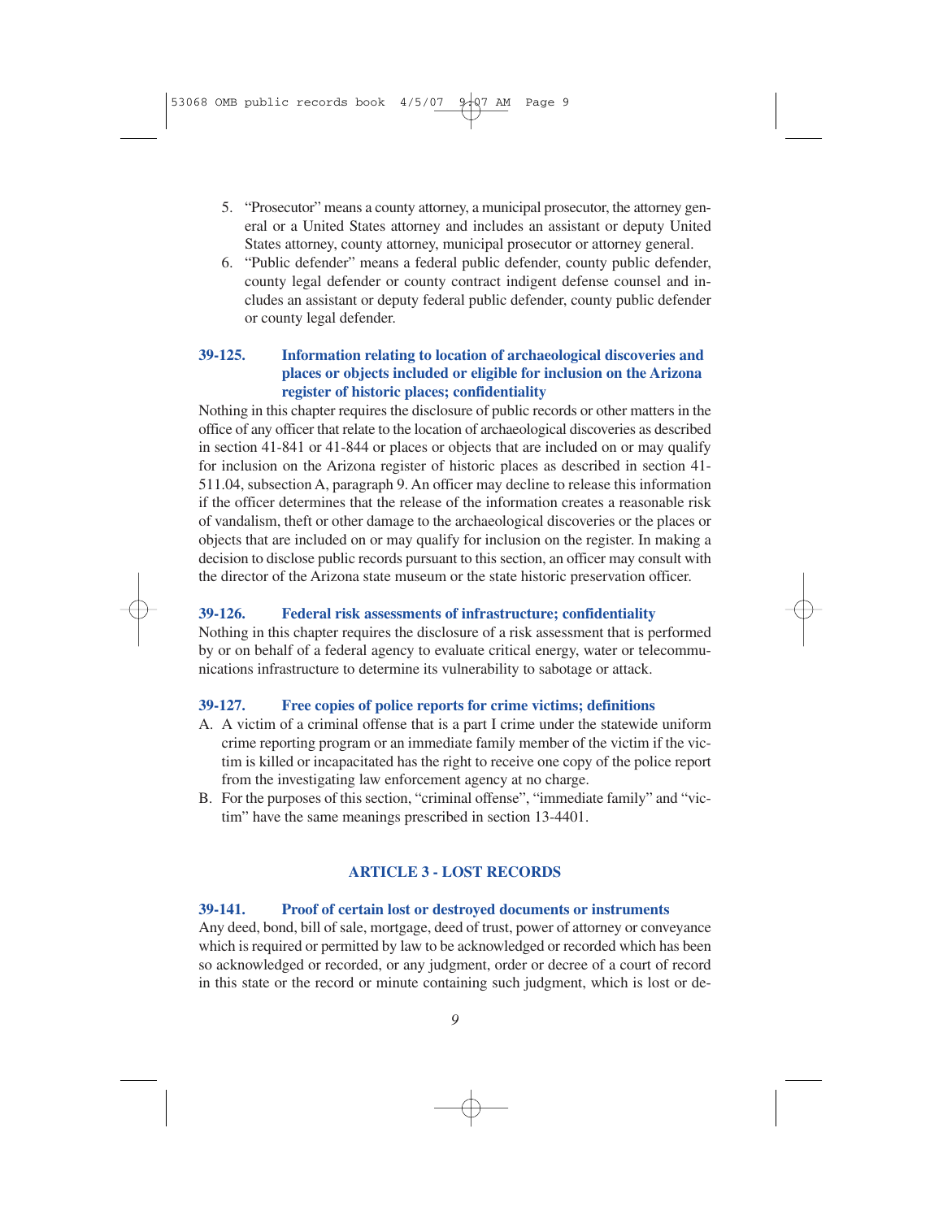5. "Prosecutor" means a county attorney, a municipal prosecutor, the attorney general or a United States attorney and includes an assistant or deputy United States attorney, county attorney, municipal prosecutor or attorney general.
6. "Public defender" means a federal public defender, county public defender, county legal defender or county contract indigent defense counsel and includes an assistant or deputy federal public defender, county public defender or county legal defender.

### 39-125. Information relating to location of archaeological discoveries and places or objects included or eligible for inclusion on the Arizona register of historic places; confidentiality

Nothing in this chapter requires the disclosure of public records or other matters in the office of any officer that relate to the location of archaeological discoveries as described in section 41-841 or 41-844 or places or objects that are included on or may qualify for inclusion on the Arizona register of historic places as described in section 41-511.04, subsection A, paragraph 9. An officer may decline to release this information if the officer determines that the release of the information creates a reasonable risk of vandalism, theft or other damage to the archaeological discoveries or the places or objects that are included on or may qualify for inclusion on the register. In making a decision to disclose public records pursuant to this section, an officer may consult with the director of the Arizona state museum or the state historic preservation officer.

### 39-126. Federal risk assessments of infrastructure; confidentiality

Nothing in this chapter requires the disclosure of a risk assessment that is performed by or on behalf of a federal agency to evaluate critical energy, water or telecommunications infrastructure to determine its vulnerability to sabotage or attack.

### 39-127. Free copies of police reports for crime victims; definitions

A. A victim of a criminal offense that is a part I crime under the statewide uniform crime reporting program or an immediate family member of the victim if the victim is killed or incapacitated has the right to receive one copy of the police report from the investigating law enforcement agency at no charge.

B. For the purposes of this section, "criminal offense", "immediate family" and "victim" have the same meanings prescribed in section 13-4401.

## ARTICLE 3 - LOST RECORDS

### 39-141. Proof of certain lost or destroyed documents or instruments

Any deed, bond, bill of sale, mortgage, deed of trust, power of attorney or conveyance which is required or permitted by law to be acknowledged or recorded which has been so acknowledged or recorded, or any judgment, order or decree of a court of record in this state or the record or minute containing such judgment, which is lost or de-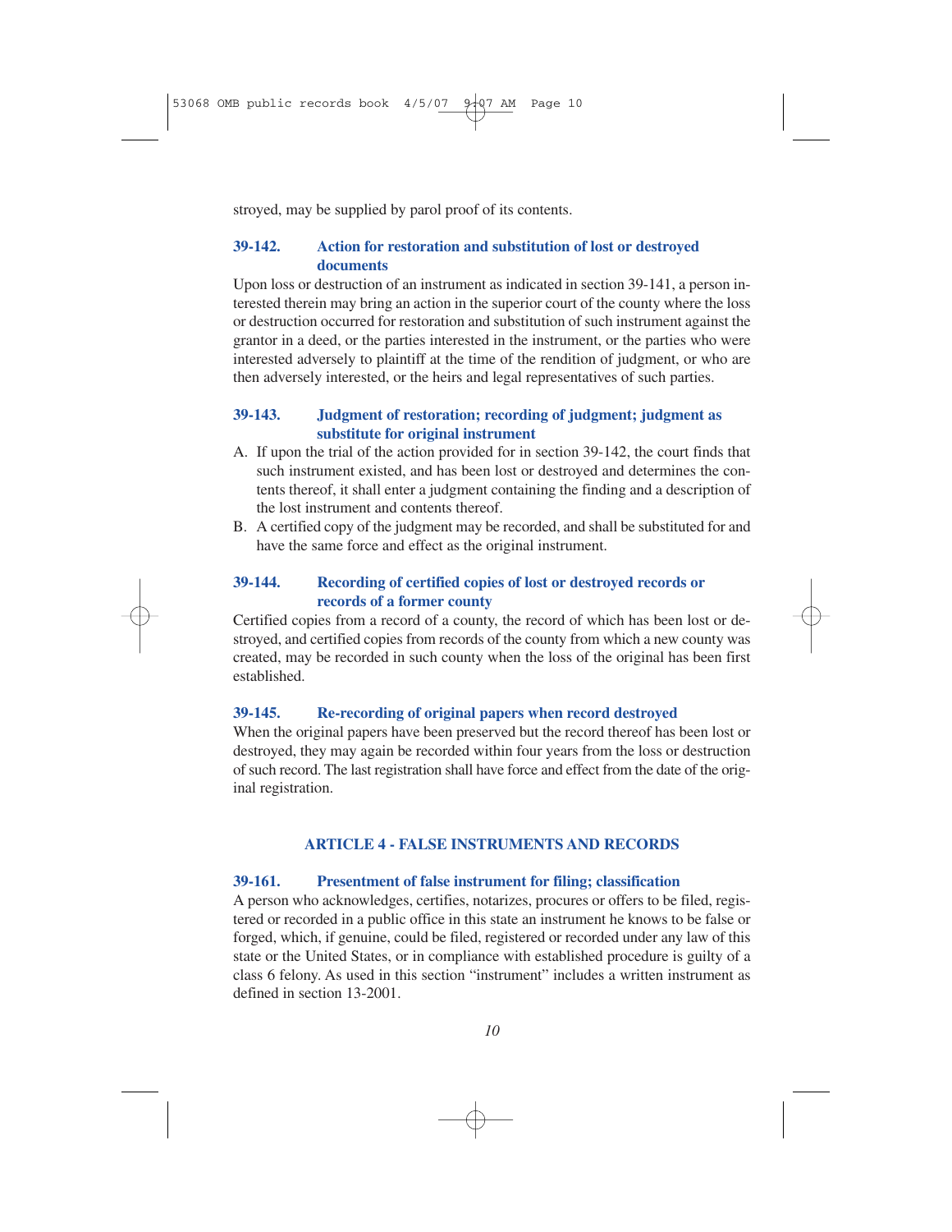stroyed, may be supplied by parol proof of its contents.

### 39-142. Action for restoration and substitution of lost or destroyed documents

Upon loss or destruction of an instrument as indicated in section 39-141, a person interested therein may bring an action in the superior court of the county where the loss or destruction occurred for restoration and substitution of such instrument against the grantor in a deed, or the parties interested in the instrument, or the parties who were interested adversely to plaintiff at the time of the rendition of judgment, or who are then adversely interested, or the heirs and legal representatives of such parties.

### 39-143. Judgment of restoration; recording of judgment; judgment as substitute for original instrument

A. If upon the trial of the action provided for in section 39-142, the court finds that such instrument existed, and has been lost or destroyed and determines the contents thereof, it shall enter a judgment containing the finding and a description of the lost instrument and contents thereof.

B. A certified copy of the judgment may be recorded, and shall be substituted for and have the same force and effect as the original instrument.

### 39-144. Recording of certified copies of lost or destroyed records or records of a former county

Certified copies from a record of a county, the record of which has been lost or destroyed, and certified copies from records of the county from which a new county was created, may be recorded in such county when the loss of the original has been first established.

### 39-145. Re-recording of original papers when record destroyed

When the original papers have been preserved but the record thereof has been lost or destroyed, they may again be recorded within four years from the loss or destruction of such record. The last registration shall have force and effect from the date of the original registration.

## ARTICLE 4 - FALSE INSTRUMENTS AND RECORDS

### 39-161. Presentment of false instrument for filing; classification

A person who acknowledges, certifies, notarizes, procures or offers to be filed, registered or recorded in a public office in this state an instrument he knows to be false or forged, which, if genuine, could be filed, registered or recorded under any law of this state or the United States, or in compliance with established procedure is guilty of a class 6 felony. As used in this section "instrument" includes a written instrument as defined in section 13-2001.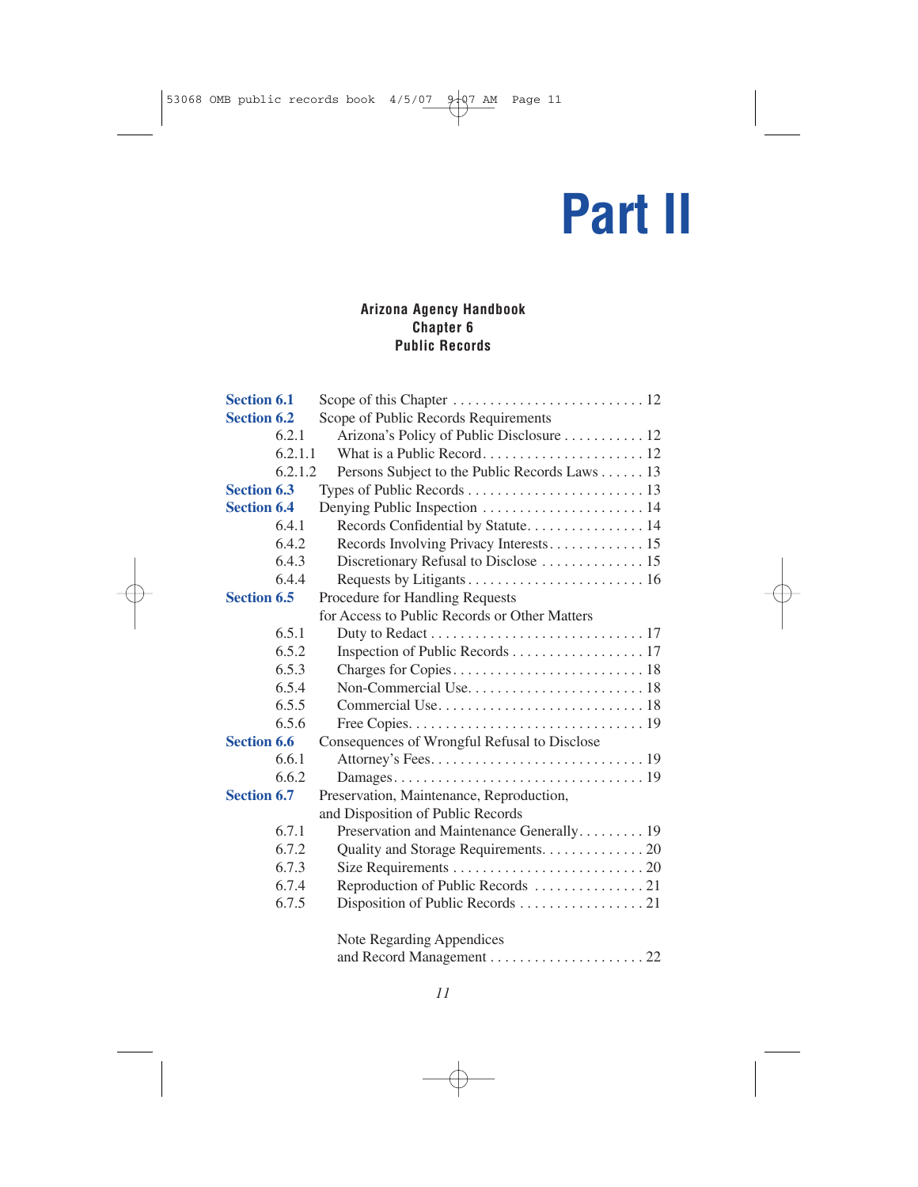# Part II

**Arizona Agency Handbook**
**Chapter 6**
**Public Records**

| | | |
|---|---|---|
| **Section 6.1** | Scope of this Chapter | 12 |
| **Section 6.2** | Scope of Public Records Requirements | |
| 6.2.1 | Arizona's Policy of Public Disclosure | 12 |
| 6.2.1.1 | What is a Public Record | 12 |
| 6.2.1.2 | Persons Subject to the Public Records Laws | 13 |
| **Section 6.3** | Types of Public Records | 13 |
| **Section 6.4** | Denying Public Inspection | 14 |
| 6.4.1 | Records Confidential by Statute | 14 |
| 6.4.2 | Records Involving Privacy Interests | 15 |
| 6.4.3 | Discretionary Refusal to Disclose | 15 |
| 6.4.4 | Requests by Litigants | 16 |
| **Section 6.5** | Procedure for Handling Requests for Access to Public Records or Other Matters | |
| 6.5.1 | Duty to Redact | 17 |
| 6.5.2 | Inspection of Public Records | 17 |
| 6.5.3 | Charges for Copies | 18 |
| 6.5.4 | Non-Commercial Use | 18 |
| 6.5.5 | Commercial Use | 18 |
| 6.5.6 | Free Copies | 19 |
| **Section 6.6** | Consequences of Wrongful Refusal to Disclose | |
| 6.6.1 | Attorney's Fees | 19 |
| 6.6.2 | Damages | 19 |
| **Section 6.7** | Preservation, Maintenance, Reproduction, and Disposition of Public Records | |
| 6.7.1 | Preservation and Maintenance Generally | 19 |
| 6.7.2 | Quality and Storage Requirements | 20 |
| 6.7.3 | Size Requirements | 20 |
| 6.7.4 | Reproduction of Public Records | 21 |
| 6.7.5 | Disposition of Public Records | 21 |
| | Note Regarding Appendices and Record Management | 22 |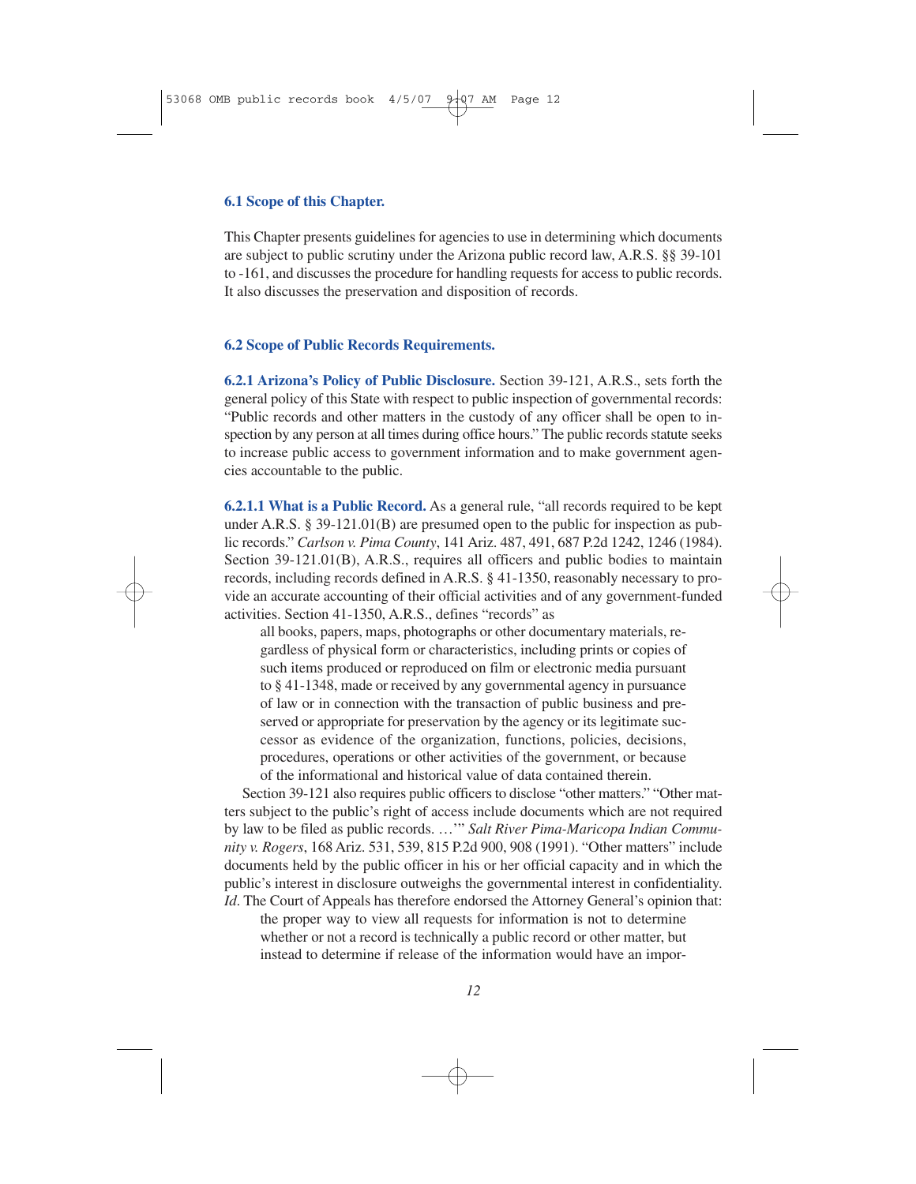### 6.1 Scope of this Chapter.

This Chapter presents guidelines for agencies to use in determining which documents are subject to public scrutiny under the Arizona public record law, A.R.S. §§ 39-101 to -161, and discusses the procedure for handling requests for access to public records. It also discusses the preservation and disposition of records.

### 6.2 Scope of Public Records Requirements.

**6.2.1 Arizona's Policy of Public Disclosure.** Section 39-121, A.R.S., sets forth the general policy of this State with respect to public inspection of governmental records: "Public records and other matters in the custody of any officer shall be open to inspection by any person at all times during office hours." The public records statute seeks to increase public access to government information and to make government agencies accountable to the public.

**6.2.1.1 What is a Public Record.** As a general rule, "all records required to be kept under A.R.S. § 39-121.01(B) are presumed open to the public for inspection as public records." *Carlson v. Pima County*, 141 Ariz. 487, 491, 687 P.2d 1242, 1246 (1984). Section 39-121.01(B), A.R.S., requires all officers and public bodies to maintain records, including records defined in A.R.S. § 41-1350, reasonably necessary to provide an accurate accounting of their official activities and of any government-funded activities. Section 41-1350, A.R.S., defines "records" as

> all books, papers, maps, photographs or other documentary materials, regardless of physical form or characteristics, including prints or copies of such items produced or reproduced on film or electronic media pursuant to § 41-1348, made or received by any governmental agency in pursuance of law or in connection with the transaction of public business and preserved or appropriate for preservation by the agency or its legitimate successor as evidence of the organization, functions, policies, decisions, procedures, operations or other activities of the government, or because of the informational and historical value of data contained therein.

Section 39-121 also requires public officers to disclose "other matters." "Other matters subject to the public's right of access include documents which are not required by law to be filed as public records. …'" *Salt River Pima-Maricopa Indian Community v. Rogers*, 168 Ariz. 531, 539, 815 P.2d 900, 908 (1991). "Other matters" include documents held by the public officer in his or her official capacity and in which the public's interest in disclosure outweighs the governmental interest in confidentiality. *Id*. The Court of Appeals has therefore endorsed the Attorney General's opinion that:

> the proper way to view all requests for information is not to determine whether or not a record is technically a public record or other matter, but instead to determine if release of the information would have an impor-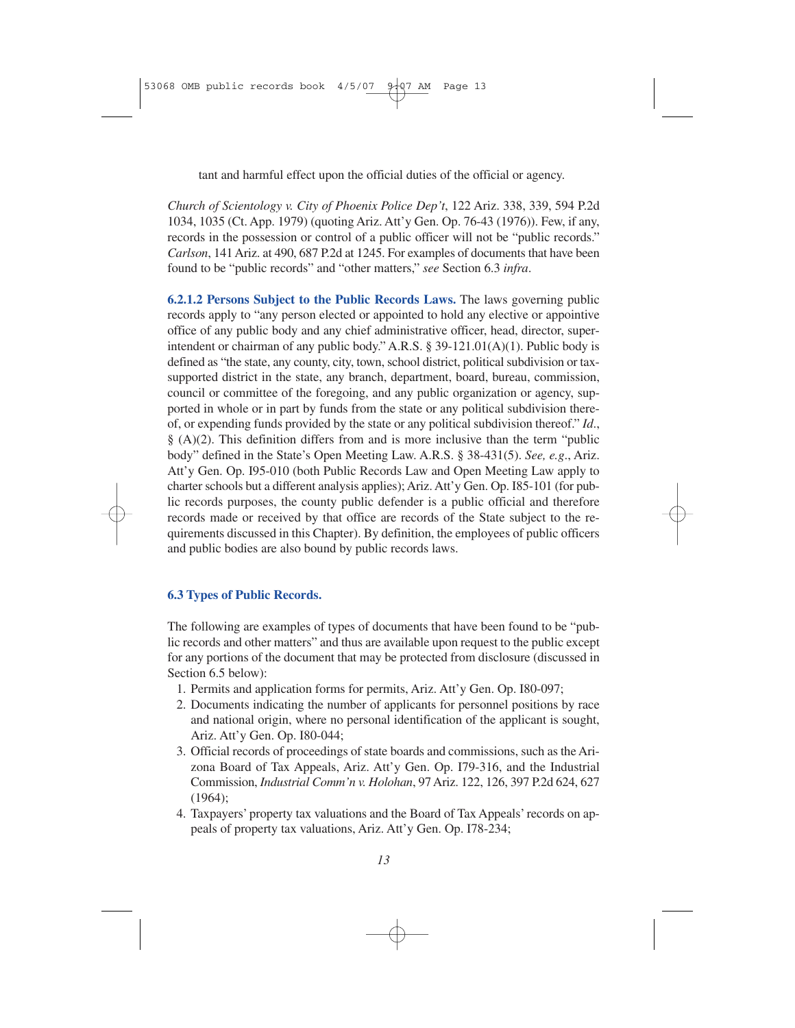tant and harmful effect upon the official duties of the official or agency.

*Church of Scientology v. City of Phoenix Police Dep't*, 122 Ariz. 338, 339, 594 P.2d 1034, 1035 (Ct. App. 1979) (quoting Ariz. Att'y Gen. Op. 76-43 (1976)). Few, if any, records in the possession or control of a public officer will not be "public records." *Carlson*, 141 Ariz. at 490, 687 P.2d at 1245. For examples of documents that have been found to be "public records" and "other matters," *see* Section 6.3 *infra*.

**6.2.1.2 Persons Subject to the Public Records Laws.** The laws governing public records apply to "any person elected or appointed to hold any elective or appointive office of any public body and any chief administrative officer, head, director, superintendent or chairman of any public body." A.R.S. § 39-121.01(A)(1). Public body is defined as "the state, any county, city, town, school district, political subdivision or tax-supported district in the state, any branch, department, board, bureau, commission, council or committee of the foregoing, and any public organization or agency, supported in whole or in part by funds from the state or any political subdivision thereof, or expending funds provided by the state or any political subdivision thereof." *Id*., § (A)(2). This definition differs from and is more inclusive than the term "public body" defined in the State's Open Meeting Law. A.R.S. § 38-431(5). *See, e.g*., Ariz. Att'y Gen. Op. I95-010 (both Public Records Law and Open Meeting Law apply to charter schools but a different analysis applies); Ariz. Att'y Gen. Op. I85-101 (for public records purposes, the county public defender is a public official and therefore records made or received by that office are records of the State subject to the requirements discussed in this Chapter). By definition, the employees of public officers and public bodies are also bound by public records laws.

## 6.3 Types of Public Records.

The following are examples of types of documents that have been found to be "public records and other matters" and thus are available upon request to the public except for any portions of the document that may be protected from disclosure (discussed in Section 6.5 below):

1. Permits and application forms for permits, Ariz. Att'y Gen. Op. I80-097;
2. Documents indicating the number of applicants for personnel positions by race and national origin, where no personal identification of the applicant is sought, Ariz. Att'y Gen. Op. I80-044;
3. Official records of proceedings of state boards and commissions, such as the Arizona Board of Tax Appeals, Ariz. Att'y Gen. Op. I79-316, and the Industrial Commission, *Industrial Comm'n v. Holohan*, 97 Ariz. 122, 126, 397 P.2d 624, 627 (1964);
4. Taxpayers' property tax valuations and the Board of Tax Appeals' records on appeals of property tax valuations, Ariz. Att'y Gen. Op. I78-234;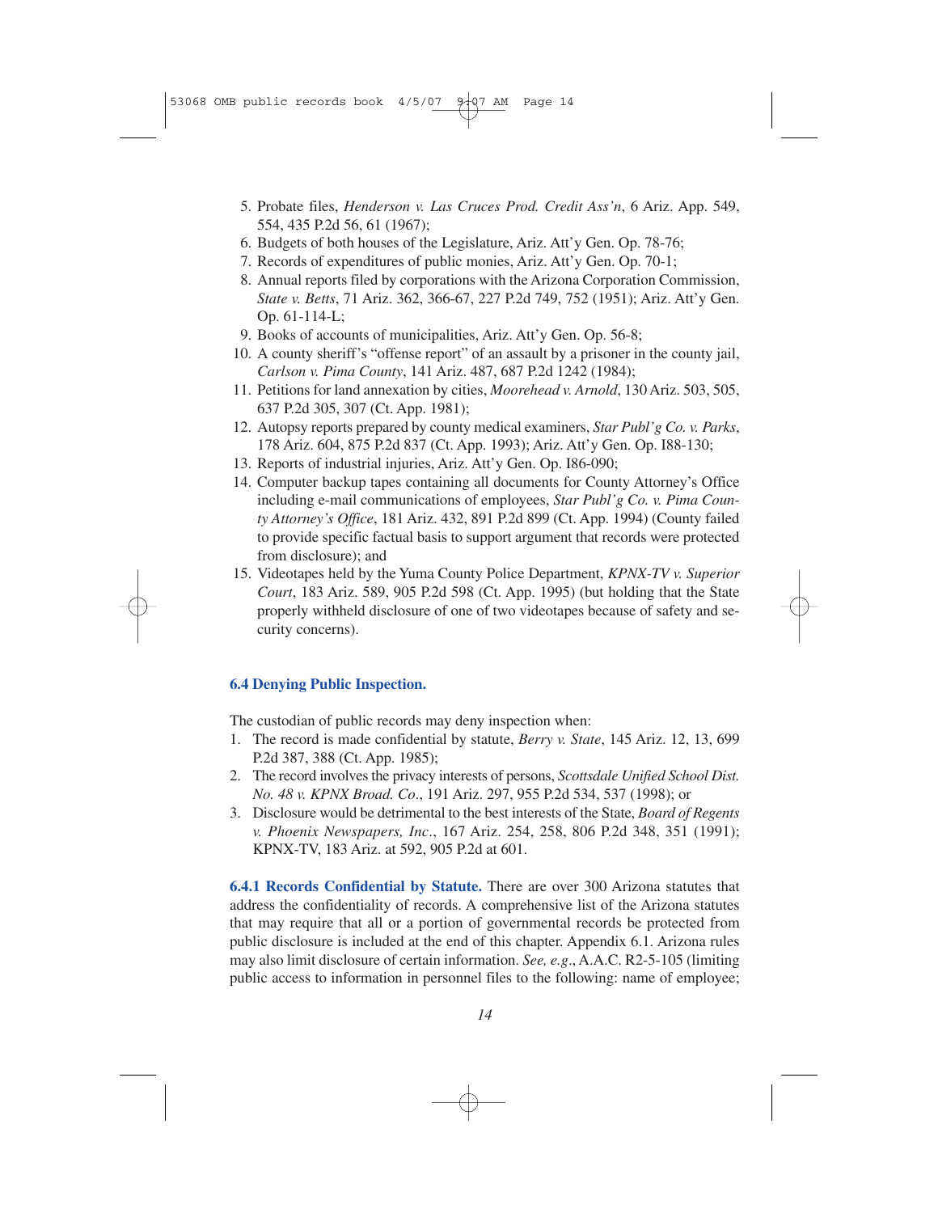5. Probate files, *Henderson v. Las Cruces Prod. Credit Ass'n*, 6 Ariz. App. 549, 554, 435 P.2d 56, 61 (1967);
6. Budgets of both houses of the Legislature, Ariz. Att'y Gen. Op. 78-76;
7. Records of expenditures of public monies, Ariz. Att'y Gen. Op. 70-1;
8. Annual reports filed by corporations with the Arizona Corporation Commission, *State v. Betts*, 71 Ariz. 362, 366-67, 227 P.2d 749, 752 (1951); Ariz. Att'y Gen. Op. 61-114-L;
9. Books of accounts of municipalities, Ariz. Att'y Gen. Op. 56-8;
10. A county sheriff's "offense report" of an assault by a prisoner in the county jail, *Carlson v. Pima County*, 141 Ariz. 487, 687 P.2d 1242 (1984);
11. Petitions for land annexation by cities, *Moorehead v. Arnold*, 130 Ariz. 503, 505, 637 P.2d 305, 307 (Ct. App. 1981);
12. Autopsy reports prepared by county medical examiners, *Star Publ'g Co. v. Parks*, 178 Ariz. 604, 875 P.2d 837 (Ct. App. 1993); Ariz. Att'y Gen. Op. I88-130;
13. Reports of industrial injuries, Ariz. Att'y Gen. Op. I86-090;
14. Computer backup tapes containing all documents for County Attorney's Office including e-mail communications of employees, *Star Publ'g Co. v. Pima County Attorney's Office*, 181 Ariz. 432, 891 P.2d 899 (Ct. App. 1994) (County failed to provide specific factual basis to support argument that records were protected from disclosure); and
15. Videotapes held by the Yuma County Police Department, *KPNX-TV v. Superior Court*, 183 Ariz. 589, 905 P.2d 598 (Ct. App. 1995) (but holding that the State properly withheld disclosure of one of two videotapes because of safety and security concerns).

### 6.4 Denying Public Inspection.

The custodian of public records may deny inspection when:

1. The record is made confidential by statute, *Berry v. State*, 145 Ariz. 12, 13, 699 P.2d 387, 388 (Ct. App. 1985);
2. The record involves the privacy interests of persons, *Scottsdale Unified School Dist. No. 48 v. KPNX Broad. Co*., 191 Ariz. 297, 955 P.2d 534, 537 (1998); or
3. Disclosure would be detrimental to the best interests of the State, *Board of Regents v. Phoenix Newspapers, Inc*., 167 Ariz. 254, 258, 806 P.2d 348, 351 (1991); KPNX-TV, 183 Ariz. at 592, 905 P.2d at 601.

**6.4.1 Records Confidential by Statute.** There are over 300 Arizona statutes that address the confidentiality of records. A comprehensive list of the Arizona statutes that may require that all or a portion of governmental records be protected from public disclosure is included at the end of this chapter. Appendix 6.1. Arizona rules may also limit disclosure of certain information. *See, e.g*., A.A.C. R2-5-105 (limiting public access to information in personnel files to the following: name of employee;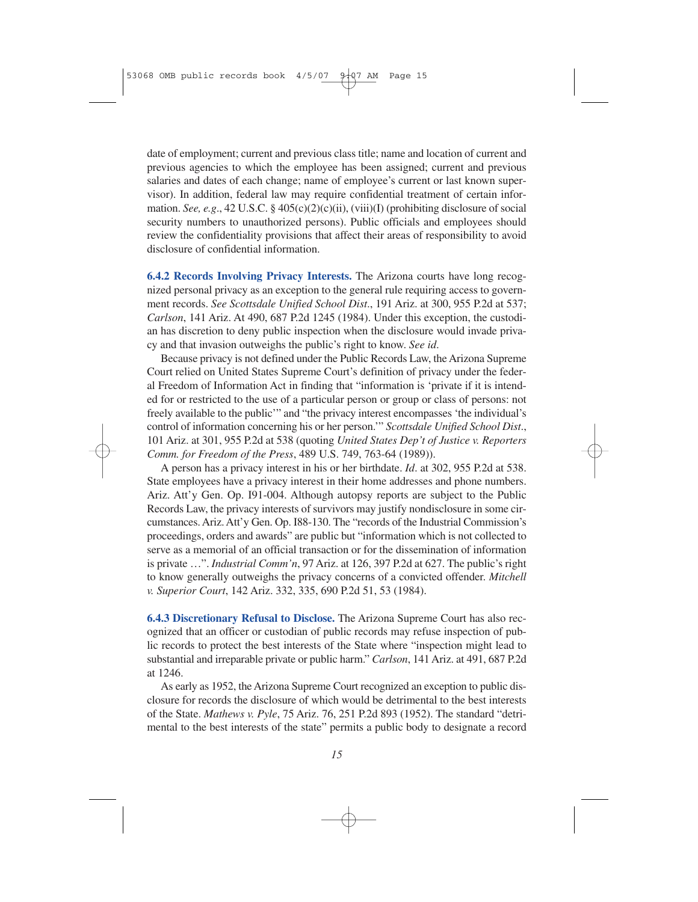date of employment; current and previous class title; name and location of current and previous agencies to which the employee has been assigned; current and previous salaries and dates of each change; name of employee's current or last known supervisor). In addition, federal law may require confidential treatment of certain information. *See, e.g.*, 42 U.S.C. § 405(c)(2)(c)(ii), (viii)(I) (prohibiting disclosure of social security numbers to unauthorized persons). Public officials and employees should review the confidentiality provisions that affect their areas of responsibility to avoid disclosure of confidential information.

**6.4.2 Records Involving Privacy Interests.** The Arizona courts have long recognized personal privacy as an exception to the general rule requiring access to government records. *See Scottsdale Unified School Dist.*, 191 Ariz. at 300, 955 P.2d at 537; *Carlson*, 141 Ariz. At 490, 687 P.2d 1245 (1984). Under this exception, the custodian has discretion to deny public inspection when the disclosure would invade privacy and that invasion outweighs the public's right to know. *See id.*

Because privacy is not defined under the Public Records Law, the Arizona Supreme Court relied on United States Supreme Court's definition of privacy under the federal Freedom of Information Act in finding that "information is 'private if it is intended for or restricted to the use of a particular person or group or class of persons: not freely available to the public'" and "the privacy interest encompasses 'the individual's control of information concerning his or her person.'" *Scottsdale Unified School Dist.*, 101 Ariz. at 301, 955 P.2d at 538 (quoting *United States Dep't of Justice v. Reporters Comm. for Freedom of the Press*, 489 U.S. 749, 763-64 (1989)).

A person has a privacy interest in his or her birthdate. *Id*. at 302, 955 P.2d at 538. State employees have a privacy interest in their home addresses and phone numbers. Ariz. Att'y Gen. Op. I91-004. Although autopsy reports are subject to the Public Records Law, the privacy interests of survivors may justify nondisclosure in some circumstances. Ariz. Att'y Gen. Op. I88-130. The "records of the Industrial Commission's proceedings, orders and awards" are public but "information which is not collected to serve as a memorial of an official transaction or for the dissemination of information is private …". *Industrial Comm'n*, 97 Ariz. at 126, 397 P.2d at 627. The public's right to know generally outweighs the privacy concerns of a convicted offender. *Mitchell v. Superior Court*, 142 Ariz. 332, 335, 690 P.2d 51, 53 (1984).

**6.4.3 Discretionary Refusal to Disclose.** The Arizona Supreme Court has also recognized that an officer or custodian of public records may refuse inspection of public records to protect the best interests of the State where "inspection might lead to substantial and irreparable private or public harm." *Carlson*, 141 Ariz. at 491, 687 P.2d at 1246.

As early as 1952, the Arizona Supreme Court recognized an exception to public disclosure for records the disclosure of which would be detrimental to the best interests of the State. *Mathews v. Pyle*, 75 Ariz. 76, 251 P.2d 893 (1952). The standard "detrimental to the best interests of the state" permits a public body to designate a record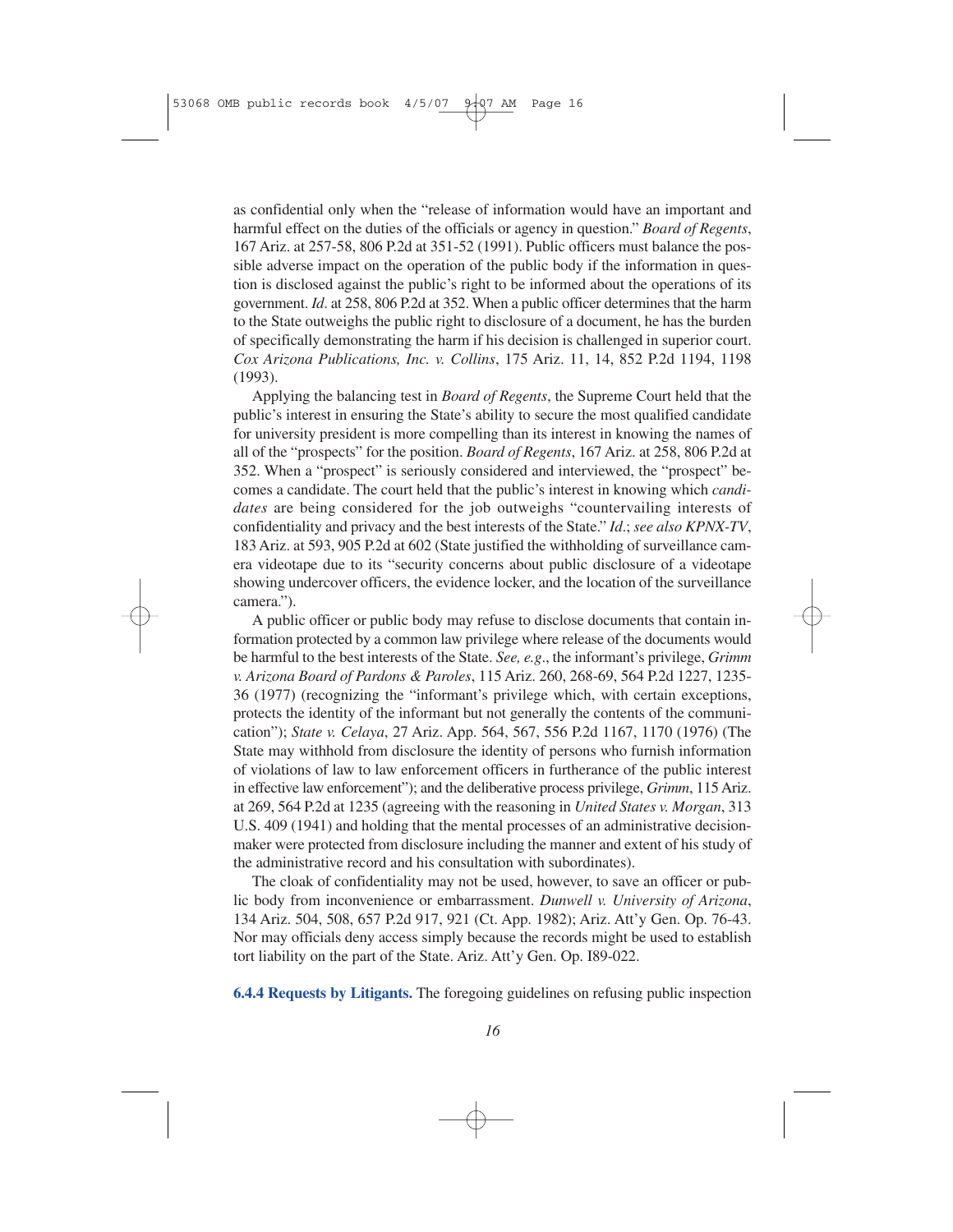as confidential only when the "release of information would have an important and harmful effect on the duties of the officials or agency in question." *Board of Regents*, 167 Ariz. at 257-58, 806 P.2d at 351-52 (1991). Public officers must balance the possible adverse impact on the operation of the public body if the information in question is disclosed against the public's right to be informed about the operations of its government. *Id*. at 258, 806 P.2d at 352. When a public officer determines that the harm to the State outweighs the public right to disclosure of a document, he has the burden of specifically demonstrating the harm if his decision is challenged in superior court. *Cox Arizona Publications, Inc. v. Collins*, 175 Ariz. 11, 14, 852 P.2d 1194, 1198 (1993).

Applying the balancing test in *Board of Regents*, the Supreme Court held that the public's interest in ensuring the State's ability to secure the most qualified candidate for university president is more compelling than its interest in knowing the names of all of the "prospects" for the position. *Board of Regents*, 167 Ariz. at 258, 806 P.2d at 352. When a "prospect" is seriously considered and interviewed, the "prospect" becomes a candidate. The court held that the public's interest in knowing which *candidates* are being considered for the job outweighs "countervailing interests of confidentiality and privacy and the best interests of the State." *Id*.; *see also KPNX-TV*, 183 Ariz. at 593, 905 P.2d at 602 (State justified the withholding of surveillance camera videotape due to its "security concerns about public disclosure of a videotape showing undercover officers, the evidence locker, and the location of the surveillance camera.").

A public officer or public body may refuse to disclose documents that contain information protected by a common law privilege where release of the documents would be harmful to the best interests of the State. *See, e.g*., the informant's privilege, *Grimm v. Arizona Board of Pardons & Paroles*, 115 Ariz. 260, 268-69, 564 P.2d 1227, 1235-36 (1977) (recognizing the "informant's privilege which, with certain exceptions, protects the identity of the informant but not generally the contents of the communication"); *State v. Celaya*, 27 Ariz. App. 564, 567, 556 P.2d 1167, 1170 (1976) (The State may withhold from disclosure the identity of persons who furnish information of violations of law to law enforcement officers in furtherance of the public interest in effective law enforcement"); and the deliberative process privilege, *Grimm*, 115 Ariz. at 269, 564 P.2d at 1235 (agreeing with the reasoning in *United States v. Morgan*, 313 U.S. 409 (1941) and holding that the mental processes of an administrative decision-maker were protected from disclosure including the manner and extent of his study of the administrative record and his consultation with subordinates).

The cloak of confidentiality may not be used, however, to save an officer or public body from inconvenience or embarrassment. *Dunwell v. University of Arizona*, 134 Ariz. 504, 508, 657 P.2d 917, 921 (Ct. App. 1982); Ariz. Att'y Gen. Op. 76-43. Nor may officials deny access simply because the records might be used to establish tort liability on the part of the State. Ariz. Att'y Gen. Op. I89-022.

**6.4.4 Requests by Litigants.** The foregoing guidelines on refusing public inspection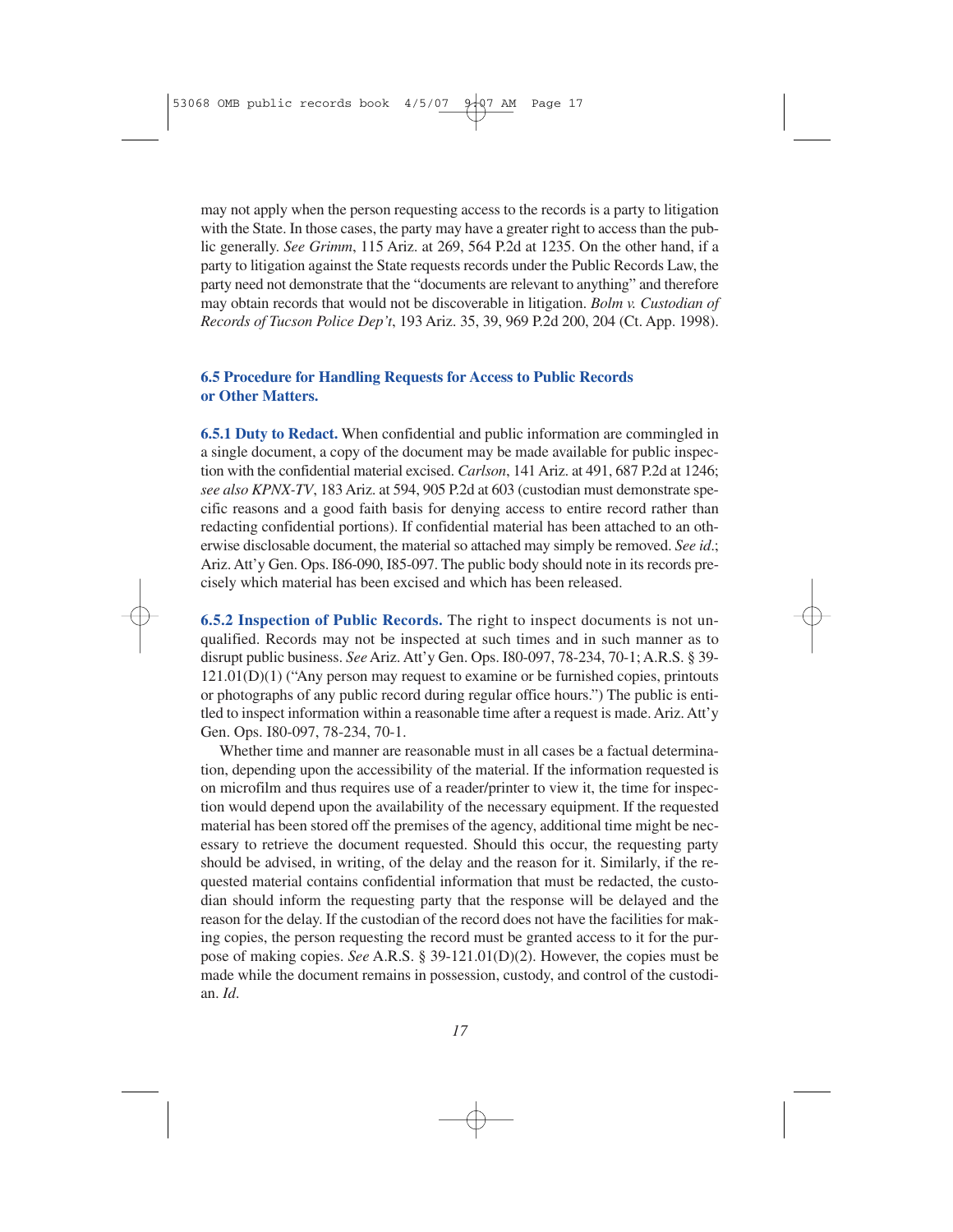may not apply when the person requesting access to the records is a party to litigation with the State. In those cases, the party may have a greater right to access than the public generally. *See Grimm*, 115 Ariz. at 269, 564 P.2d at 1235. On the other hand, if a party to litigation against the State requests records under the Public Records Law, the party need not demonstrate that the "documents are relevant to anything" and therefore may obtain records that would not be discoverable in litigation. *Bolm v. Custodian of Records of Tucson Police Dep't*, 193 Ariz. 35, 39, 969 P.2d 200, 204 (Ct. App. 1998).

### 6.5 Procedure for Handling Requests for Access to Public Records or Other Matters.

**6.5.1 Duty to Redact.** When confidential and public information are commingled in a single document, a copy of the document may be made available for public inspection with the confidential material excised. *Carlson*, 141 Ariz. at 491, 687 P.2d at 1246; *see also KPNX-TV*, 183 Ariz. at 594, 905 P.2d at 603 (custodian must demonstrate specific reasons and a good faith basis for denying access to entire record rather than redacting confidential portions). If confidential material has been attached to an otherwise disclosable document, the material so attached may simply be removed. *See id*.; Ariz. Att'y Gen. Ops. I86-090, I85-097. The public body should note in its records precisely which material has been excised and which has been released.

**6.5.2 Inspection of Public Records.** The right to inspect documents is not unqualified. Records may not be inspected at such times and in such manner as to disrupt public business. *See* Ariz. Att'y Gen. Ops. I80-097, 78-234, 70-1; A.R.S. § 39-121.01(D)(1) ("Any person may request to examine or be furnished copies, printouts or photographs of any public record during regular office hours.") The public is entitled to inspect information within a reasonable time after a request is made. Ariz. Att'y Gen. Ops. I80-097, 78-234, 70-1.

Whether time and manner are reasonable must in all cases be a factual determination, depending upon the accessibility of the material. If the information requested is on microfilm and thus requires use of a reader/printer to view it, the time for inspection would depend upon the availability of the necessary equipment. If the requested material has been stored off the premises of the agency, additional time might be necessary to retrieve the document requested. Should this occur, the requesting party should be advised, in writing, of the delay and the reason for it. Similarly, if the requested material contains confidential information that must be redacted, the custodian should inform the requesting party that the response will be delayed and the reason for the delay. If the custodian of the record does not have the facilities for making copies, the person requesting the record must be granted access to it for the purpose of making copies. *See* A.R.S. § 39-121.01(D)(2). However, the copies must be made while the document remains in possession, custody, and control of the custodian. *Id*.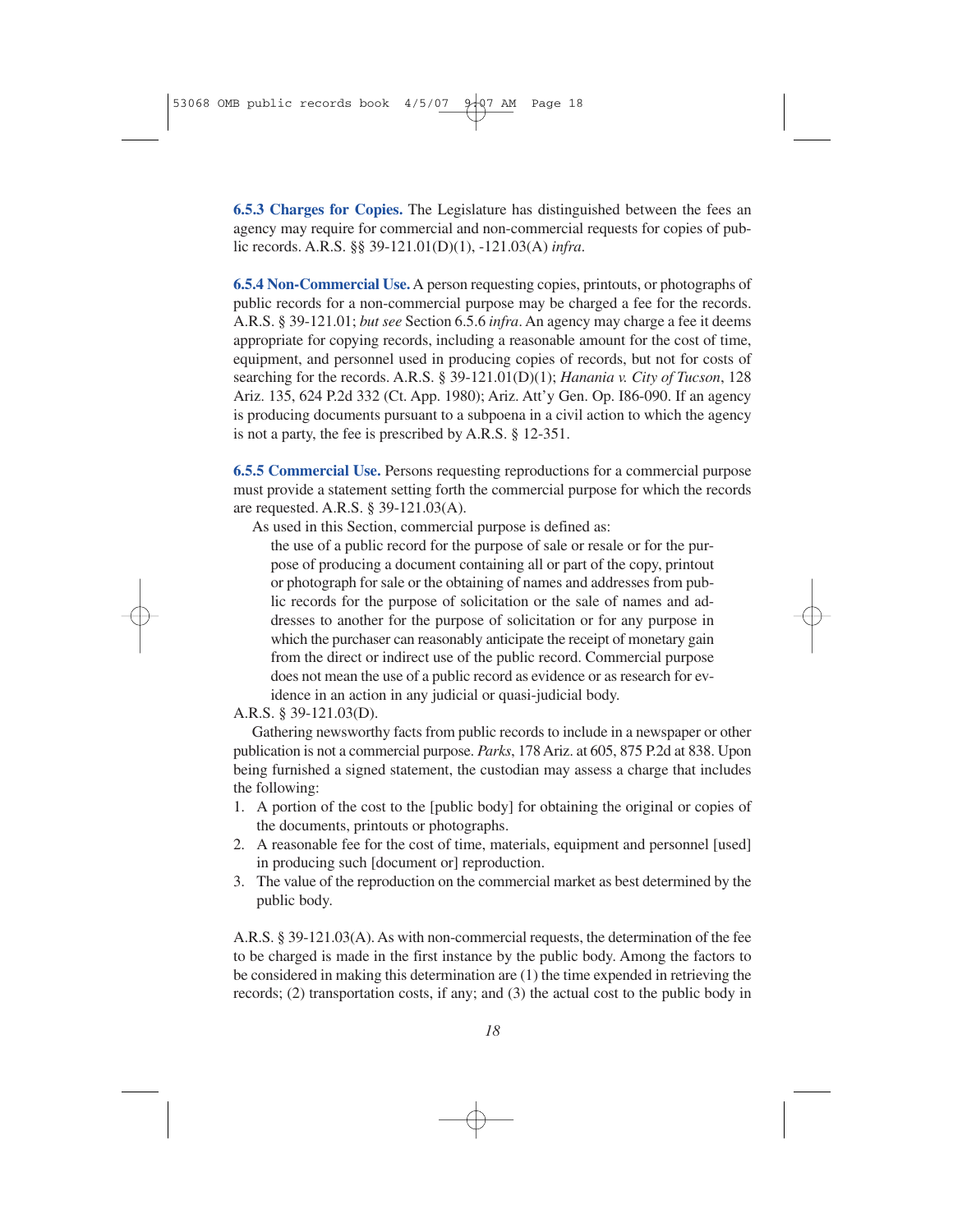**6.5.3 Charges for Copies.** The Legislature has distinguished between the fees an agency may require for commercial and non-commercial requests for copies of public records. A.R.S. §§ 39-121.01(D)(1), -121.03(A) *infra*.

**6.5.4 Non-Commercial Use.** A person requesting copies, printouts, or photographs of public records for a non-commercial purpose may be charged a fee for the records. A.R.S. § 39-121.01; *but see* Section 6.5.6 *infra*. An agency may charge a fee it deems appropriate for copying records, including a reasonable amount for the cost of time, equipment, and personnel used in producing copies of records, but not for costs of searching for the records. A.R.S. § 39-121.01(D)(1); *Hanania v. City of Tucson*, 128 Ariz. 135, 624 P.2d 332 (Ct. App. 1980); Ariz. Att'y Gen. Op. I86-090. If an agency is producing documents pursuant to a subpoena in a civil action to which the agency is not a party, the fee is prescribed by A.R.S. § 12-351.

**6.5.5 Commercial Use.** Persons requesting reproductions for a commercial purpose must provide a statement setting forth the commercial purpose for which the records are requested. A.R.S. § 39-121.03(A).

As used in this Section, commercial purpose is defined as:

> the use of a public record for the purpose of sale or resale or for the purpose of producing a document containing all or part of the copy, printout or photograph for sale or the obtaining of names and addresses from public records for the purpose of solicitation or the sale of names and addresses to another for the purpose of solicitation or for any purpose in which the purchaser can reasonably anticipate the receipt of monetary gain from the direct or indirect use of the public record. Commercial purpose does not mean the use of a public record as evidence or as research for evidence in an action in any judicial or quasi-judicial body.

A.R.S. § 39-121.03(D).

Gathering newsworthy facts from public records to include in a newspaper or other publication is not a commercial purpose. *Parks*, 178 Ariz. at 605, 875 P.2d at 838. Upon being furnished a signed statement, the custodian may assess a charge that includes the following:

1. A portion of the cost to the [public body] for obtaining the original or copies of the documents, printouts or photographs.
2. A reasonable fee for the cost of time, materials, equipment and personnel [used] in producing such [document or] reproduction.
3. The value of the reproduction on the commercial market as best determined by the public body.

A.R.S. § 39-121.03(A). As with non-commercial requests, the determination of the fee to be charged is made in the first instance by the public body. Among the factors to be considered in making this determination are (1) the time expended in retrieving the records; (2) transportation costs, if any; and (3) the actual cost to the public body in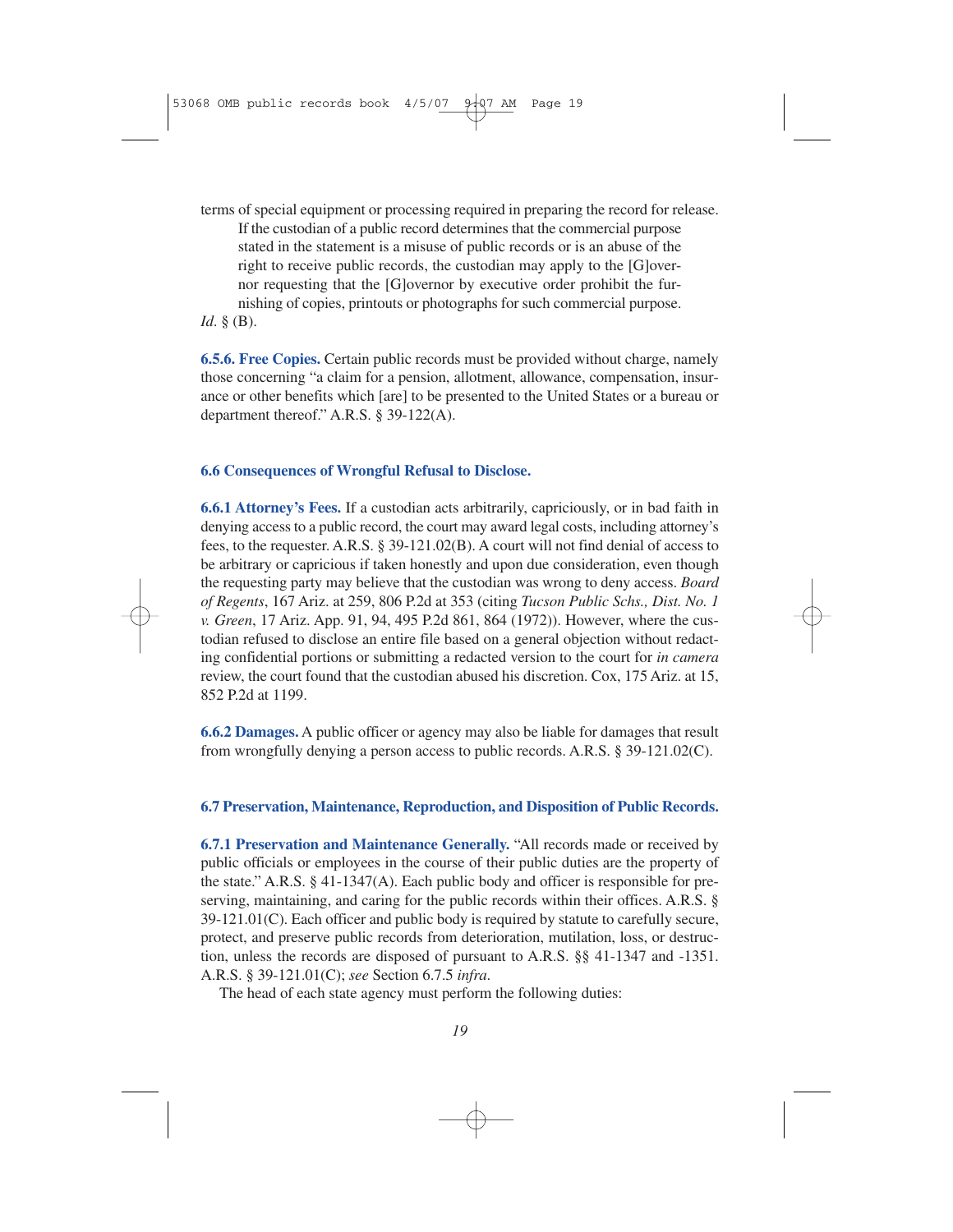terms of special equipment or processing required in preparing the record for release.

> If the custodian of a public record determines that the commercial purpose stated in the statement is a misuse of public records or is an abuse of the right to receive public records, the custodian may apply to the [G]overnor requesting that the [G]overnor by executive order prohibit the furnishing of copies, printouts or photographs for such commercial purpose.

*Id.* § (B).

**6.5.6. Free Copies.** Certain public records must be provided without charge, namely those concerning "a claim for a pension, allotment, allowance, compensation, insurance or other benefits which [are] to be presented to the United States or a bureau or department thereof." A.R.S. § 39-122(A).

### 6.6 Consequences of Wrongful Refusal to Disclose.

**6.6.1 Attorney's Fees.** If a custodian acts arbitrarily, capriciously, or in bad faith in denying access to a public record, the court may award legal costs, including attorney's fees, to the requester. A.R.S. § 39-121.02(B). A court will not find denial of access to be arbitrary or capricious if taken honestly and upon due consideration, even though the requesting party may believe that the custodian was wrong to deny access. *Board of Regents*, 167 Ariz. at 259, 806 P.2d at 353 (citing *Tucson Public Schs., Dist. No. 1 v. Green*, 17 Ariz. App. 91, 94, 495 P.2d 861, 864 (1972)). However, where the custodian refused to disclose an entire file based on a general objection without redacting confidential portions or submitting a redacted version to the court for *in camera* review, the court found that the custodian abused his discretion. Cox, 175 Ariz. at 15, 852 P.2d at 1199.

**6.6.2 Damages.** A public officer or agency may also be liable for damages that result from wrongfully denying a person access to public records. A.R.S. § 39-121.02(C).

### 6.7 Preservation, Maintenance, Reproduction, and Disposition of Public Records.

**6.7.1 Preservation and Maintenance Generally.** "All records made or received by public officials or employees in the course of their public duties are the property of the state." A.R.S. § 41-1347(A). Each public body and officer is responsible for preserving, maintaining, and caring for the public records within their offices. A.R.S. § 39-121.01(C). Each officer and public body is required by statute to carefully secure, protect, and preserve public records from deterioration, mutilation, loss, or destruction, unless the records are disposed of pursuant to A.R.S. §§ 41-1347 and -1351. A.R.S. § 39-121.01(C); *see* Section 6.7.5 *infra*.

The head of each state agency must perform the following duties: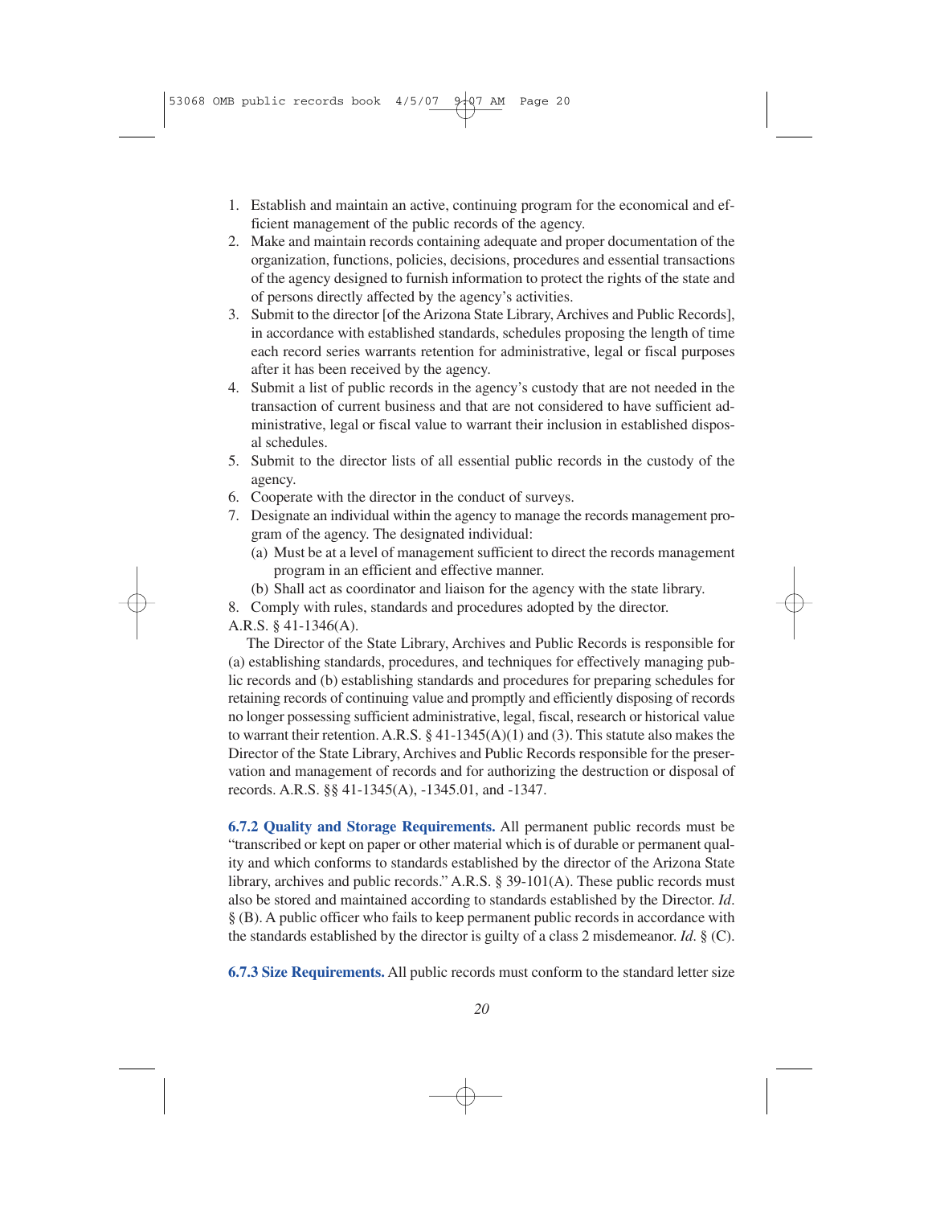1. Establish and maintain an active, continuing program for the economical and efficient management of the public records of the agency.
2. Make and maintain records containing adequate and proper documentation of the organization, functions, policies, decisions, procedures and essential transactions of the agency designed to furnish information to protect the rights of the state and of persons directly affected by the agency's activities.
3. Submit to the director [of the Arizona State Library, Archives and Public Records], in accordance with established standards, schedules proposing the length of time each record series warrants retention for administrative, legal or fiscal purposes after it has been received by the agency.
4. Submit a list of public records in the agency's custody that are not needed in the transaction of current business and that are not considered to have sufficient administrative, legal or fiscal value to warrant their inclusion in established disposal schedules.
5. Submit to the director lists of all essential public records in the custody of the agency.
6. Cooperate with the director in the conduct of surveys.
7. Designate an individual within the agency to manage the records management program of the agency. The designated individual:
   - (a) Must be at a level of management sufficient to direct the records management program in an efficient and effective manner.
   - (b) Shall act as coordinator and liaison for the agency with the state library.
8. Comply with rules, standards and procedures adopted by the director.

A.R.S. § 41-1346(A).

The Director of the State Library, Archives and Public Records is responsible for (a) establishing standards, procedures, and techniques for effectively managing public records and (b) establishing standards and procedures for preparing schedules for retaining records of continuing value and promptly and efficiently disposing of records no longer possessing sufficient administrative, legal, fiscal, research or historical value to warrant their retention. A.R.S. § 41-1345(A)(1) and (3). This statute also makes the Director of the State Library, Archives and Public Records responsible for the preservation and management of records and for authorizing the destruction or disposal of records. A.R.S. §§ 41-1345(A), -1345.01, and -1347.

**6.7.2 Quality and Storage Requirements.** All permanent public records must be "transcribed or kept on paper or other material which is of durable or permanent quality and which conforms to standards established by the director of the Arizona State library, archives and public records." A.R.S. § 39-101(A). These public records must also be stored and maintained according to standards established by the Director. *Id*. § (B). A public officer who fails to keep permanent public records in accordance with the standards established by the director is guilty of a class 2 misdemeanor. *Id*. § (C).

**6.7.3 Size Requirements.** All public records must conform to the standard letter size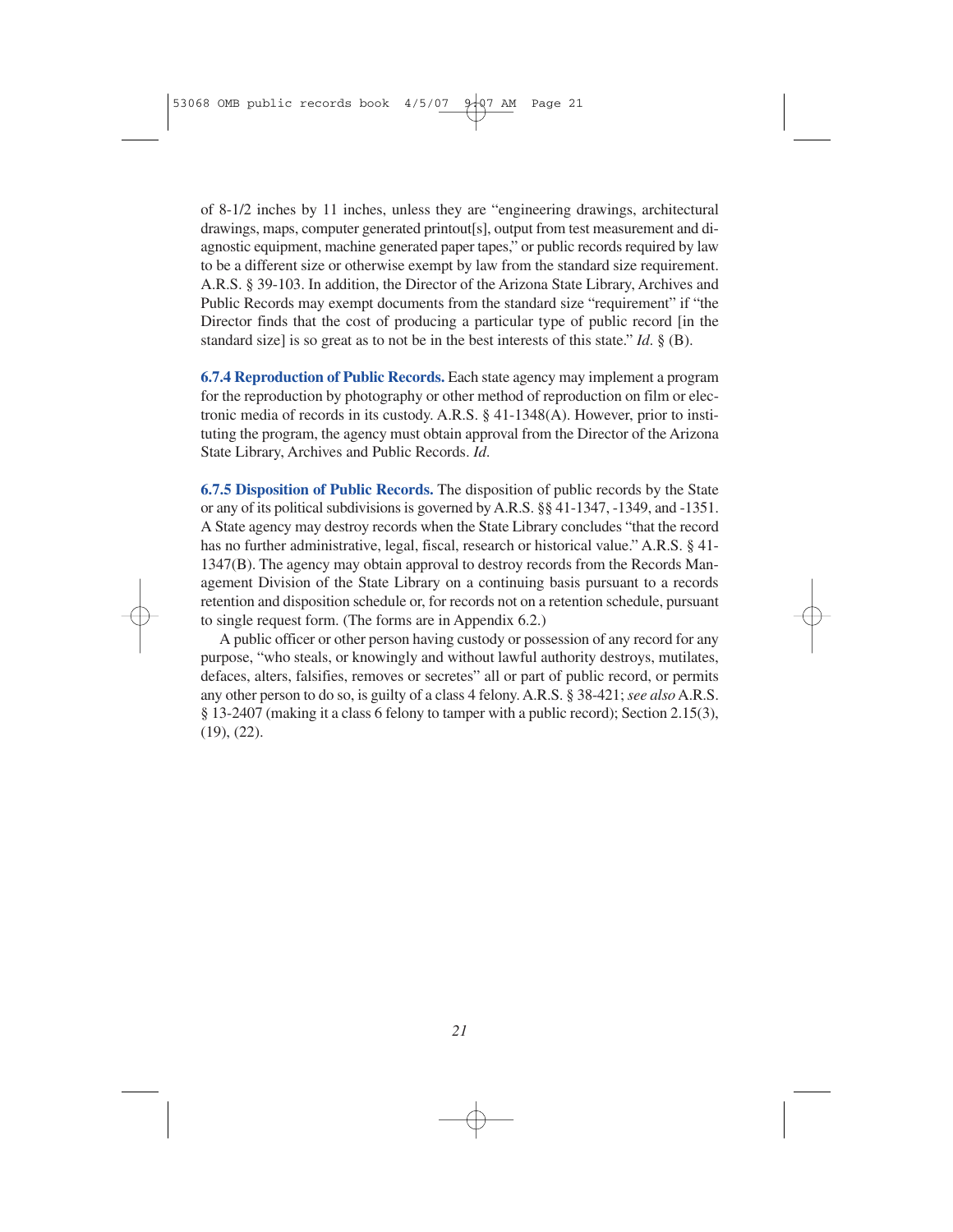of 8-1/2 inches by 11 inches, unless they are "engineering drawings, architectural drawings, maps, computer generated printout[s], output from test measurement and diagnostic equipment, machine generated paper tapes," or public records required by law to be a different size or otherwise exempt by law from the standard size requirement. A.R.S. § 39-103. In addition, the Director of the Arizona State Library, Archives and Public Records may exempt documents from the standard size "requirement" if "the Director finds that the cost of producing a particular type of public record [in the standard size] is so great as to not be in the best interests of this state." *Id.* § (B).

**6.7.4 Reproduction of Public Records.** Each state agency may implement a program for the reproduction by photography or other method of reproduction on film or electronic media of records in its custody. A.R.S. § 41-1348(A). However, prior to instituting the program, the agency must obtain approval from the Director of the Arizona State Library, Archives and Public Records. *Id.*

**6.7.5 Disposition of Public Records.** The disposition of public records by the State or any of its political subdivisions is governed by A.R.S. §§ 41-1347, -1349, and -1351. A State agency may destroy records when the State Library concludes "that the record has no further administrative, legal, fiscal, research or historical value." A.R.S. § 41-1347(B). The agency may obtain approval to destroy records from the Records Management Division of the State Library on a continuing basis pursuant to a records retention and disposition schedule or, for records not on a retention schedule, pursuant to single request form. (The forms are in Appendix 6.2.)

A public officer or other person having custody or possession of any record for any purpose, "who steals, or knowingly and without lawful authority destroys, mutilates, defaces, alters, falsifies, removes or secretes" all or part of public record, or permits any other person to do so, is guilty of a class 4 felony. A.R.S. § 38-421; *see also* A.R.S. § 13-2407 (making it a class 6 felony to tamper with a public record); Section 2.15(3), (19), (22).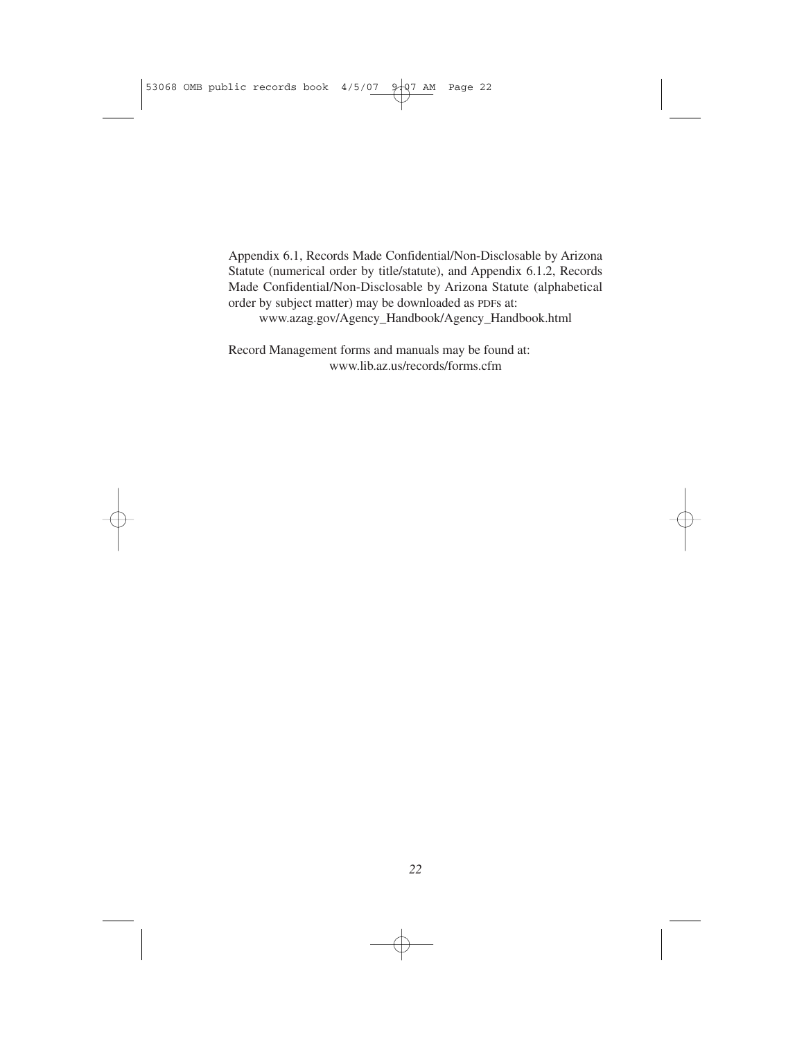Appendix 6.1, Records Made Confidential/Non-Disclosable by Arizona Statute (numerical order by title/statute), and Appendix 6.1.2, Records Made Confidential/Non-Disclosable by Arizona Statute (alphabetical order by subject matter) may be downloaded as PDFs at:

www.azag.gov/Agency_Handbook/Agency_Handbook.html

Record Management forms and manuals may be found at:

www.lib.az.us/records/forms.cfm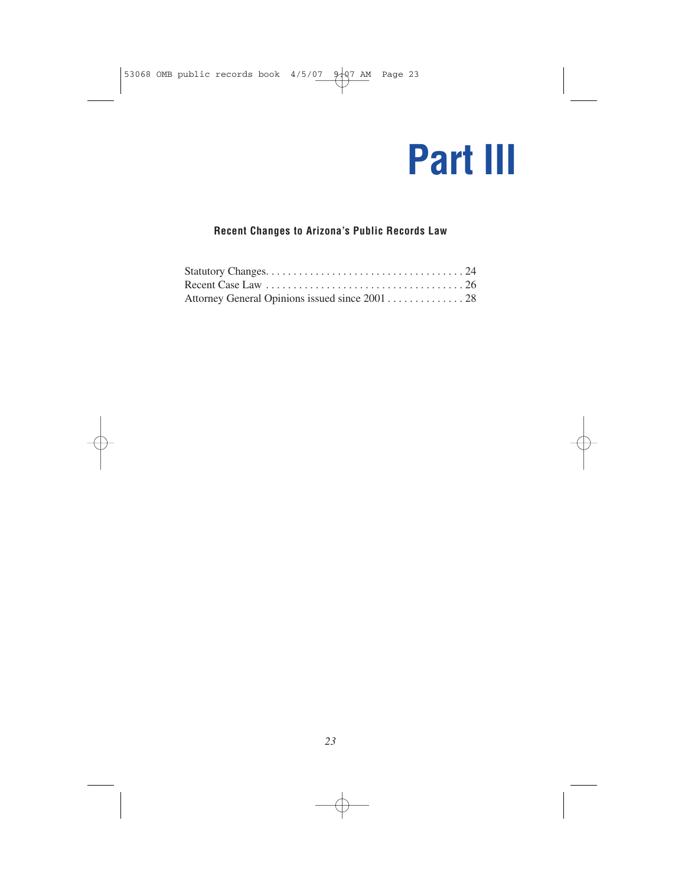# Part III

**Recent Changes to Arizona's Public Records Law**

Statutory Changes. . . . . . . . . . . . . . . . . . . . . . . . . . . . . . . . . . . . 24
Recent Case Law . . . . . . . . . . . . . . . . . . . . . . . . . . . . . . . . . . . . 26
Attorney General Opinions issued since 2001 . . . . . . . . . . . . . . 28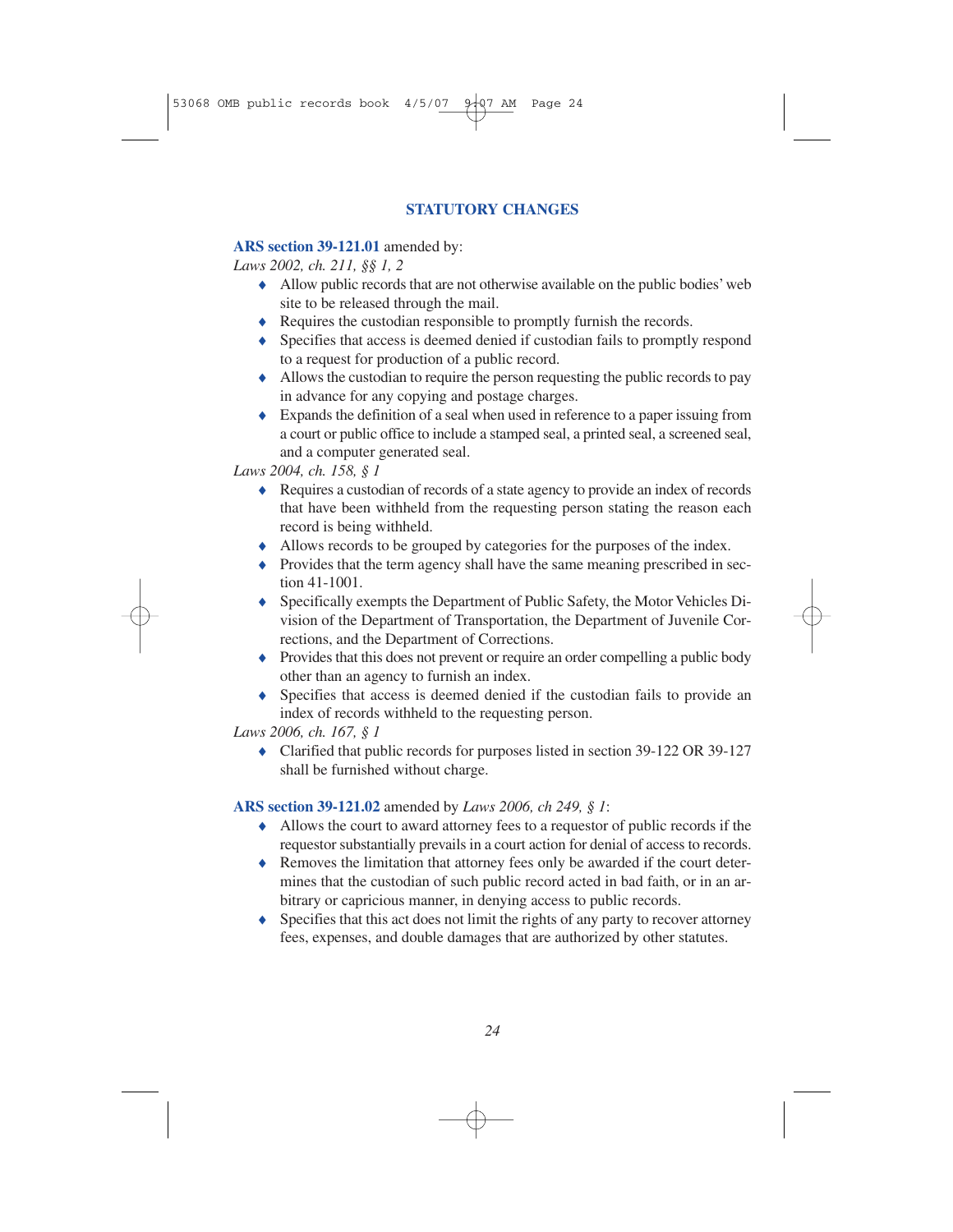## STATUTORY CHANGES

**ARS section 39-121.01** amended by:

*Laws 2002, ch. 211, §§ 1, 2*

- Allow public records that are not otherwise available on the public bodies' web site to be released through the mail.
- Requires the custodian responsible to promptly furnish the records.
- Specifies that access is deemed denied if custodian fails to promptly respond to a request for production of a public record.
- Allows the custodian to require the person requesting the public records to pay in advance for any copying and postage charges.
- Expands the definition of a seal when used in reference to a paper issuing from a court or public office to include a stamped seal, a printed seal, a screened seal, and a computer generated seal.

*Laws 2004, ch. 158, § 1*

- Requires a custodian of records of a state agency to provide an index of records that have been withheld from the requesting person stating the reason each record is being withheld.
- Allows records to be grouped by categories for the purposes of the index.
- Provides that the term agency shall have the same meaning prescribed in section 41-1001.
- Specifically exempts the Department of Public Safety, the Motor Vehicles Division of the Department of Transportation, the Department of Juvenile Corrections, and the Department of Corrections.
- Provides that this does not prevent or require an order compelling a public body other than an agency to furnish an index.
- Specifies that access is deemed denied if the custodian fails to provide an index of records withheld to the requesting person.

*Laws 2006, ch. 167, § 1*

- Clarified that public records for purposes listed in section 39-122 OR 39-127 shall be furnished without charge.

**ARS section 39-121.02** amended by *Laws 2006, ch 249, § 1*:

- Allows the court to award attorney fees to a requestor of public records if the requestor substantially prevails in a court action for denial of access to records.
- Removes the limitation that attorney fees only be awarded if the court determines that the custodian of such public record acted in bad faith, or in an arbitrary or capricious manner, in denying access to public records.
- Specifies that this act does not limit the rights of any party to recover attorney fees, expenses, and double damages that are authorized by other statutes.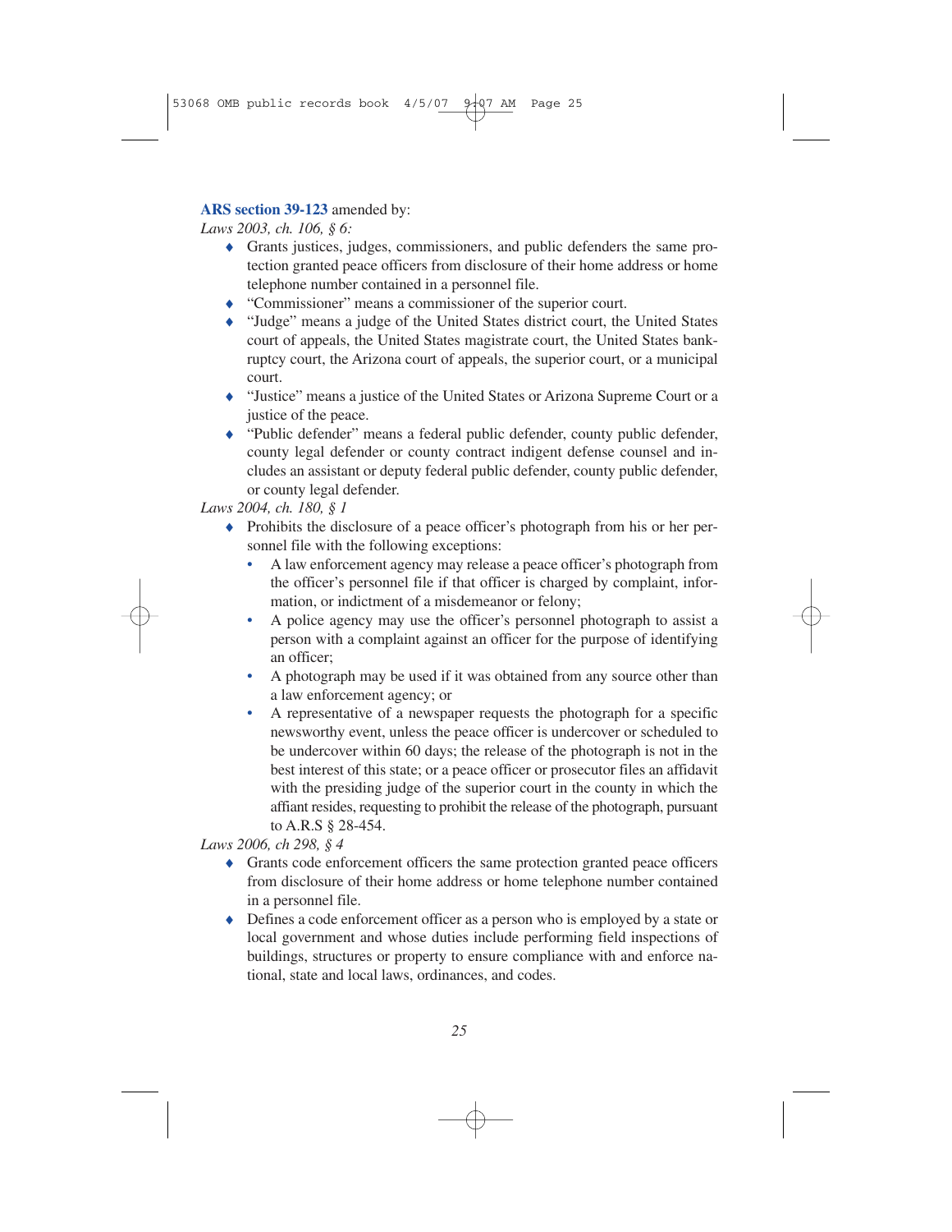**ARS section 39-123** amended by:

*Laws 2003, ch. 106, § 6:*

- Grants justices, judges, commissioners, and public defenders the same protection granted peace officers from disclosure of their home address or home telephone number contained in a personnel file.
- "Commissioner" means a commissioner of the superior court.
- "Judge" means a judge of the United States district court, the United States court of appeals, the United States magistrate court, the United States bankruptcy court, the Arizona court of appeals, the superior court, or a municipal court.
- "Justice" means a justice of the United States or Arizona Supreme Court or a justice of the peace.
- "Public defender" means a federal public defender, county public defender, county legal defender or county contract indigent defense counsel and includes an assistant or deputy federal public defender, county public defender, or county legal defender.

*Laws 2004, ch. 180, § 1*

- Prohibits the disclosure of a peace officer's photograph from his or her personnel file with the following exceptions:
  - A law enforcement agency may release a peace officer's photograph from the officer's personnel file if that officer is charged by complaint, information, or indictment of a misdemeanor or felony;
  - A police agency may use the officer's personnel photograph to assist a person with a complaint against an officer for the purpose of identifying an officer;
  - A photograph may be used if it was obtained from any source other than a law enforcement agency; or
  - A representative of a newspaper requests the photograph for a specific newsworthy event, unless the peace officer is undercover or scheduled to be undercover within 60 days; the release of the photograph is not in the best interest of this state; or a peace officer or prosecutor files an affidavit with the presiding judge of the superior court in the county in which the affiant resides, requesting to prohibit the release of the photograph, pursuant to A.R.S § 28-454.

*Laws 2006, ch 298, § 4*

- Grants code enforcement officers the same protection granted peace officers from disclosure of their home address or home telephone number contained in a personnel file.
- Defines a code enforcement officer as a person who is employed by a state or local government and whose duties include performing field inspections of buildings, structures or property to ensure compliance with and enforce national, state and local laws, ordinances, and codes.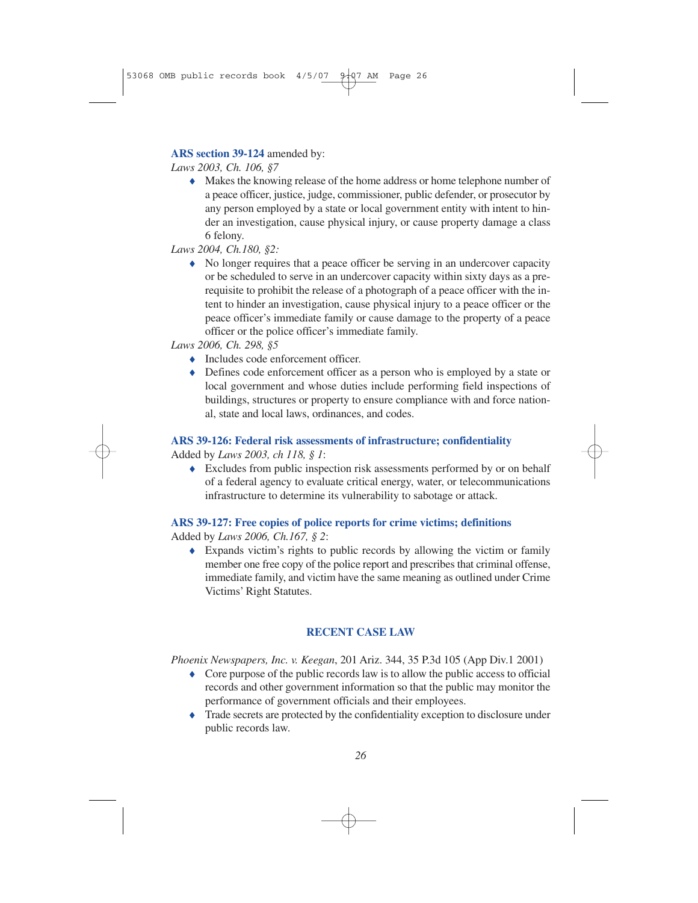**ARS section 39-124** amended by:

*Laws 2003, Ch. 106, §7*

- Makes the knowing release of the home address or home telephone number of a peace officer, justice, judge, commissioner, public defender, or prosecutor by any person employed by a state or local government entity with intent to hinder an investigation, cause physical injury, or cause property damage a class 6 felony.

*Laws 2004, Ch.180, §2:*

- No longer requires that a peace officer be serving in an undercover capacity or be scheduled to serve in an undercover capacity within sixty days as a prerequisite to prohibit the release of a photograph of a peace officer with the intent to hinder an investigation, cause physical injury to a peace officer or the peace officer's immediate family or cause damage to the property of a peace officer or the police officer's immediate family.

*Laws 2006, Ch. 298, §5*

- Includes code enforcement officer.
- Defines code enforcement officer as a person who is employed by a state or local government and whose duties include performing field inspections of buildings, structures or property to ensure compliance with and force national, state and local laws, ordinances, and codes.

### ARS 39-126: Federal risk assessments of infrastructure; confidentiality

Added by *Laws 2003, ch 118, § 1*:

- Excludes from public inspection risk assessments performed by or on behalf of a federal agency to evaluate critical energy, water, or telecommunications infrastructure to determine its vulnerability to sabotage or attack.

### ARS 39-127: Free copies of police reports for crime victims; definitions

Added by *Laws 2006, Ch.167, § 2*:

- Expands victim's rights to public records by allowing the victim or family member one free copy of the police report and prescribes that criminal offense, immediate family, and victim have the same meaning as outlined under Crime Victims' Right Statutes.

## RECENT CASE LAW

*Phoenix Newspapers, Inc. v. Keegan*, 201 Ariz. 344, 35 P.3d 105 (App Div.1 2001)

- Core purpose of the public records law is to allow the public access to official records and other government information so that the public may monitor the performance of government officials and their employees.
- Trade secrets are protected by the confidentiality exception to disclosure under public records law.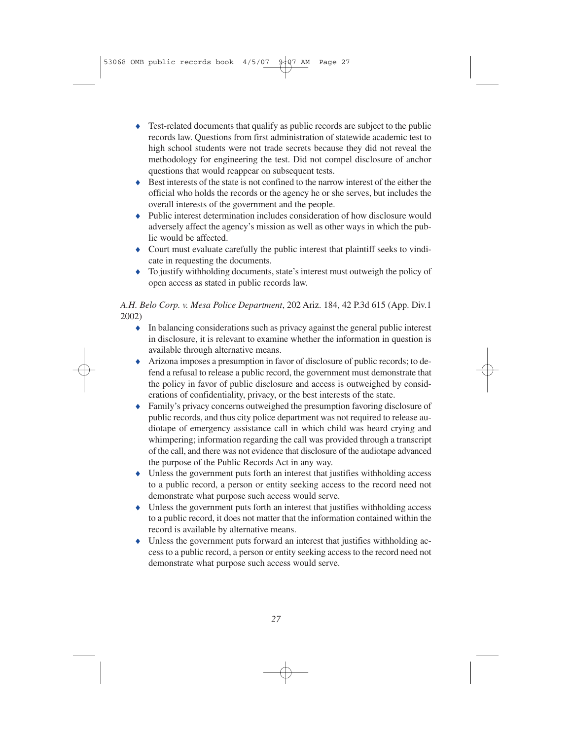- Test-related documents that qualify as public records are subject to the public records law. Questions from first administration of statewide academic test to high school students were not trade secrets because they did not reveal the methodology for engineering the test. Did not compel disclosure of anchor questions that would reappear on subsequent tests.
- Best interests of the state is not confined to the narrow interest of the either the official who holds the records or the agency he or she serves, but includes the overall interests of the government and the people.
- Public interest determination includes consideration of how disclosure would adversely affect the agency's mission as well as other ways in which the public would be affected.
- Court must evaluate carefully the public interest that plaintiff seeks to vindicate in requesting the documents.
- To justify withholding documents, state's interest must outweigh the policy of open access as stated in public records law.

*A.H. Belo Corp. v. Mesa Police Department*, 202 Ariz. 184, 42 P.3d 615 (App. Div.1 2002)

- In balancing considerations such as privacy against the general public interest in disclosure, it is relevant to examine whether the information in question is available through alternative means.
- Arizona imposes a presumption in favor of disclosure of public records; to defend a refusal to release a public record, the government must demonstrate that the policy in favor of public disclosure and access is outweighed by considerations of confidentiality, privacy, or the best interests of the state.
- Family's privacy concerns outweighed the presumption favoring disclosure of public records, and thus city police department was not required to release audiotape of emergency assistance call in which child was heard crying and whimpering; information regarding the call was provided through a transcript of the call, and there was not evidence that disclosure of the audiotape advanced the purpose of the Public Records Act in any way.
- Unless the government puts forth an interest that justifies withholding access to a public record, a person or entity seeking access to the record need not demonstrate what purpose such access would serve.
- Unless the government puts forth an interest that justifies withholding access to a public record, it does not matter that the information contained within the record is available by alternative means.
- Unless the government puts forward an interest that justifies withholding access to a public record, a person or entity seeking access to the record need not demonstrate what purpose such access would serve.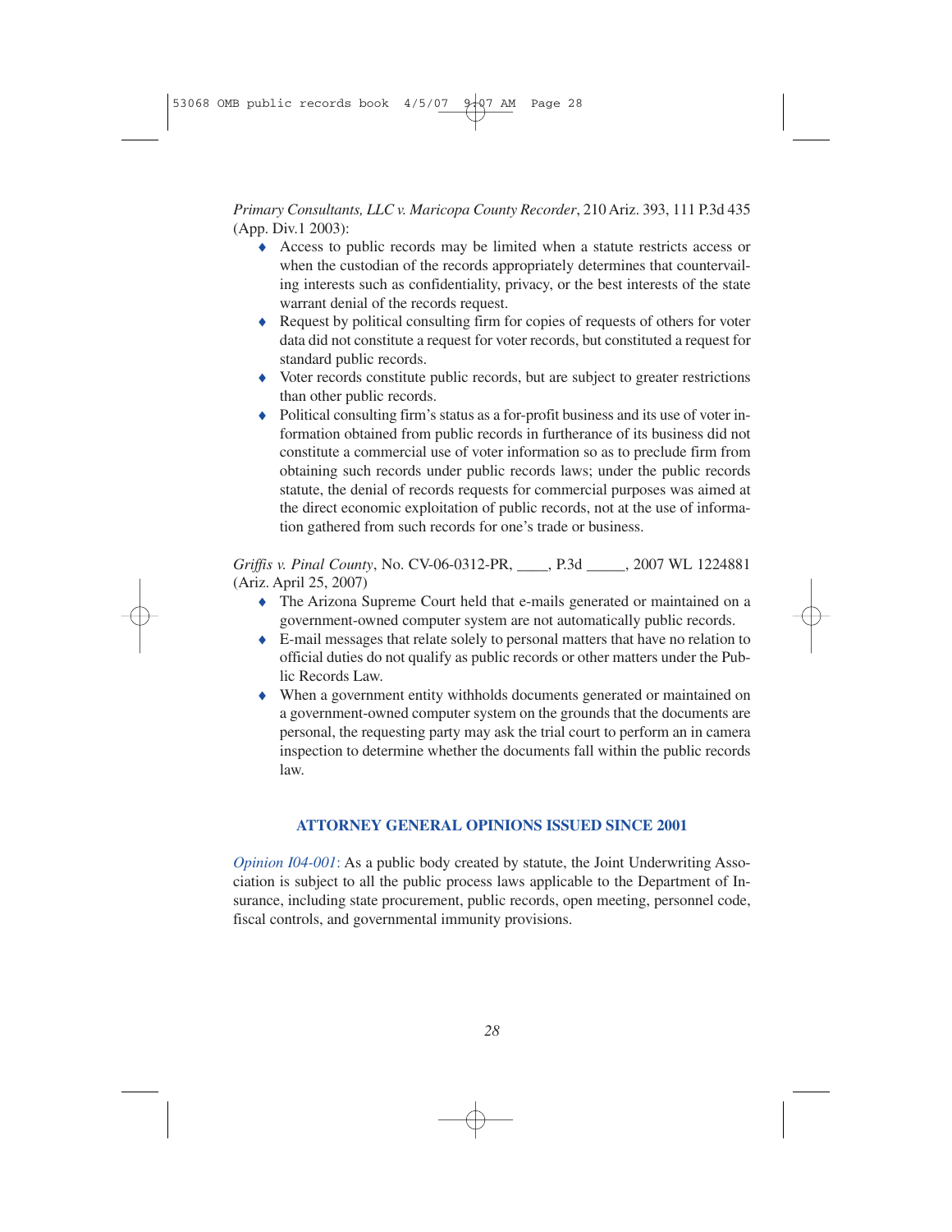*Primary Consultants, LLC v. Maricopa County Recorder*, 210 Ariz. 393, 111 P.3d 435 (App. Div.1 2003):

- Access to public records may be limited when a statute restricts access or when the custodian of the records appropriately determines that countervailing interests such as confidentiality, privacy, or the best interests of the state warrant denial of the records request.
- Request by political consulting firm for copies of requests of others for voter data did not constitute a request for voter records, but constituted a request for standard public records.
- Voter records constitute public records, but are subject to greater restrictions than other public records.
- Political consulting firm's status as a for-profit business and its use of voter information obtained from public records in furtherance of its business did not constitute a commercial use of voter information so as to preclude firm from obtaining such records under public records laws; under the public records statute, the denial of records requests for commercial purposes was aimed at the direct economic exploitation of public records, not at the use of information gathered from such records for one's trade or business.

*Griffis v. Pinal County*, No. CV-06-0312-PR, ____, P.3d _____, 2007 WL 1224881 (Ariz. April 25, 2007)

- The Arizona Supreme Court held that e-mails generated or maintained on a government-owned computer system are not automatically public records.
- E-mail messages that relate solely to personal matters that have no relation to official duties do not qualify as public records or other matters under the Public Records Law.
- When a government entity withholds documents generated or maintained on a government-owned computer system on the grounds that the documents are personal, the requesting party may ask the trial court to perform an in camera inspection to determine whether the documents fall within the public records law.

## ATTORNEY GENERAL OPINIONS ISSUED SINCE 2001

*Opinion I04-001*: As a public body created by statute, the Joint Underwriting Association is subject to all the public process laws applicable to the Department of Insurance, including state procurement, public records, open meeting, personnel code, fiscal controls, and governmental immunity provisions.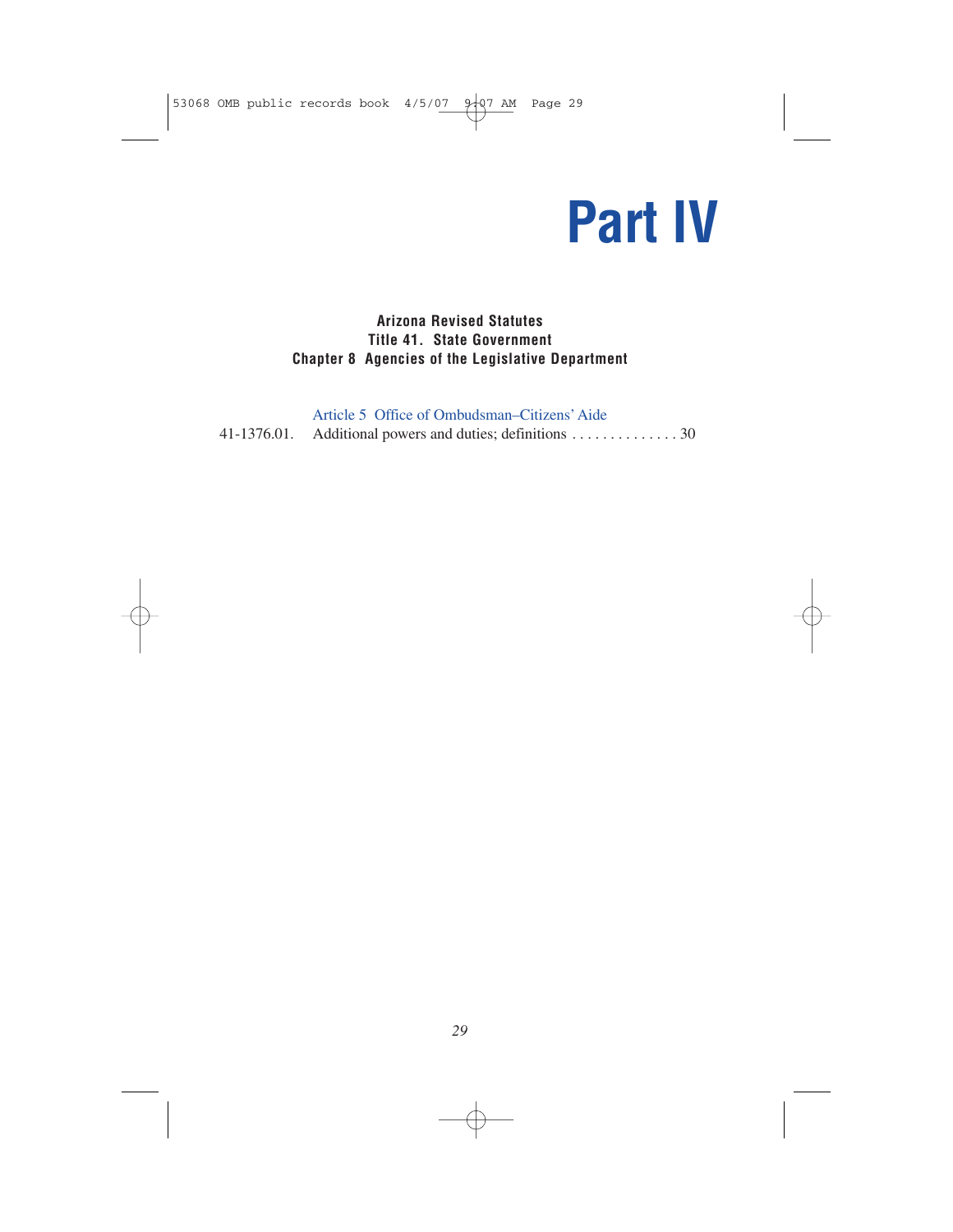# Part IV

**Arizona Revised Statutes**
**Title 41. State Government**
**Chapter 8 Agencies of the Legislative Department**

Article 5 Office of Ombudsman–Citizens' Aide

41-1376.01. Additional powers and duties; definitions . . . . . . . . . . . . . . 30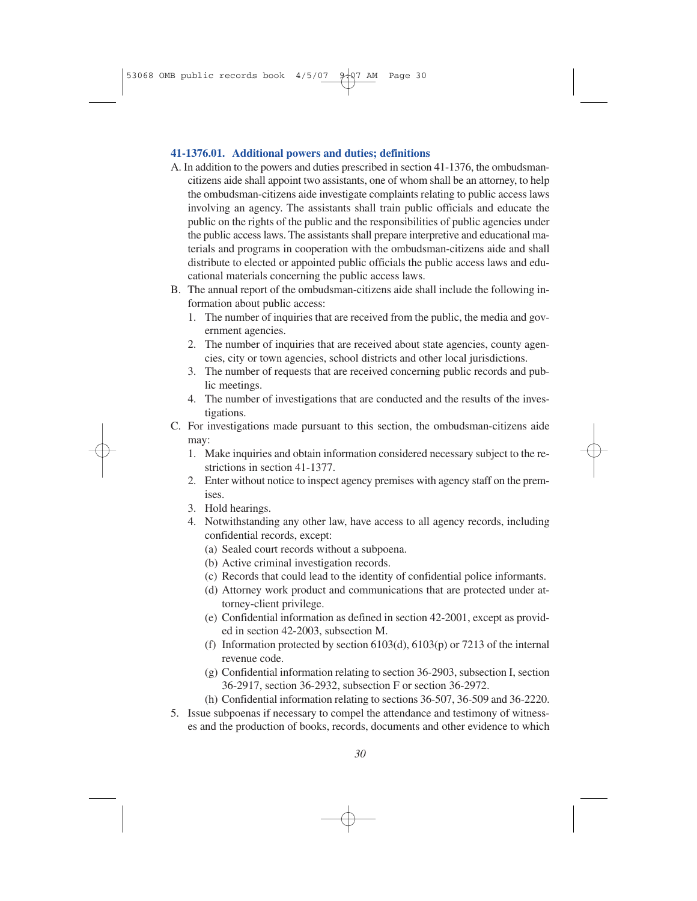### 41-1376.01. Additional powers and duties; definitions

A. In addition to the powers and duties prescribed in section 41-1376, the ombudsman-citizens aide shall appoint two assistants, one of whom shall be an attorney, to help the ombudsman-citizens aide investigate complaints relating to public access laws involving an agency. The assistants shall train public officials and educate the public on the rights of the public and the responsibilities of public agencies under the public access laws. The assistants shall prepare interpretive and educational materials and programs in cooperation with the ombudsman-citizens aide and shall distribute to elected or appointed public officials the public access laws and educational materials concerning the public access laws.

B. The annual report of the ombudsman-citizens aide shall include the following information about public access:
   1. The number of inquiries that are received from the public, the media and government agencies.
   2. The number of inquiries that are received about state agencies, county agencies, city or town agencies, school districts and other local jurisdictions.
   3. The number of requests that are received concerning public records and public meetings.
   4. The number of investigations that are conducted and the results of the investigations.

C. For investigations made pursuant to this section, the ombudsman-citizens aide may:
   1. Make inquiries and obtain information considered necessary subject to the restrictions in section 41-1377.
   2. Enter without notice to inspect agency premises with agency staff on the premises.
   3. Hold hearings.
   4. Notwithstanding any other law, have access to all agency records, including confidential records, except:
      (a) Sealed court records without a subpoena.
      (b) Active criminal investigation records.
      (c) Records that could lead to the identity of confidential police informants.
      (d) Attorney work product and communications that are protected under attorney-client privilege.
      (e) Confidential information as defined in section 42-2001, except as provided in section 42-2003, subsection M.
      (f) Information protected by section 6103(d), 6103(p) or 7213 of the internal revenue code.
      (g) Confidential information relating to section 36-2903, subsection I, section 36-2917, section 36-2932, subsection F or section 36-2972.
      (h) Confidential information relating to sections 36-507, 36-509 and 36-2220.
   5. Issue subpoenas if necessary to compel the attendance and testimony of witnesses and the production of books, records, documents and other evidence to which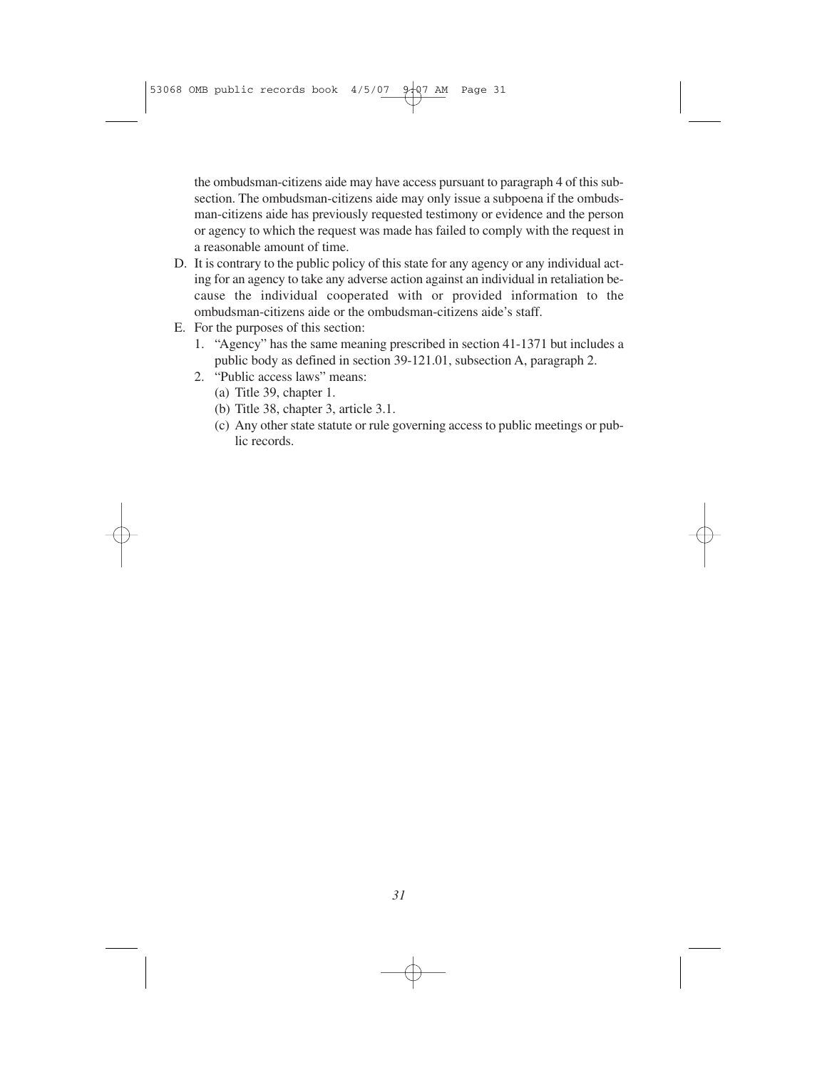the ombudsman-citizens aide may have access pursuant to paragraph 4 of this subsection. The ombudsman-citizens aide may only issue a subpoena if the ombudsman-citizens aide has previously requested testimony or evidence and the person or agency to which the request was made has failed to comply with the request in a reasonable amount of time.

D. It is contrary to the public policy of this state for any agency or any individual acting for an agency to take any adverse action against an individual in retaliation because the individual cooperated with or provided information to the ombudsman-citizens aide or the ombudsman-citizens aide's staff.

E. For the purposes of this section:
   1. "Agency" has the same meaning prescribed in section 41-1371 but includes a public body as defined in section 39-121.01, subsection A, paragraph 2.
   2. "Public access laws" means:
      (a) Title 39, chapter 1.
      (b) Title 38, chapter 3, article 3.1.
      (c) Any other state statute or rule governing access to public meetings or public records.